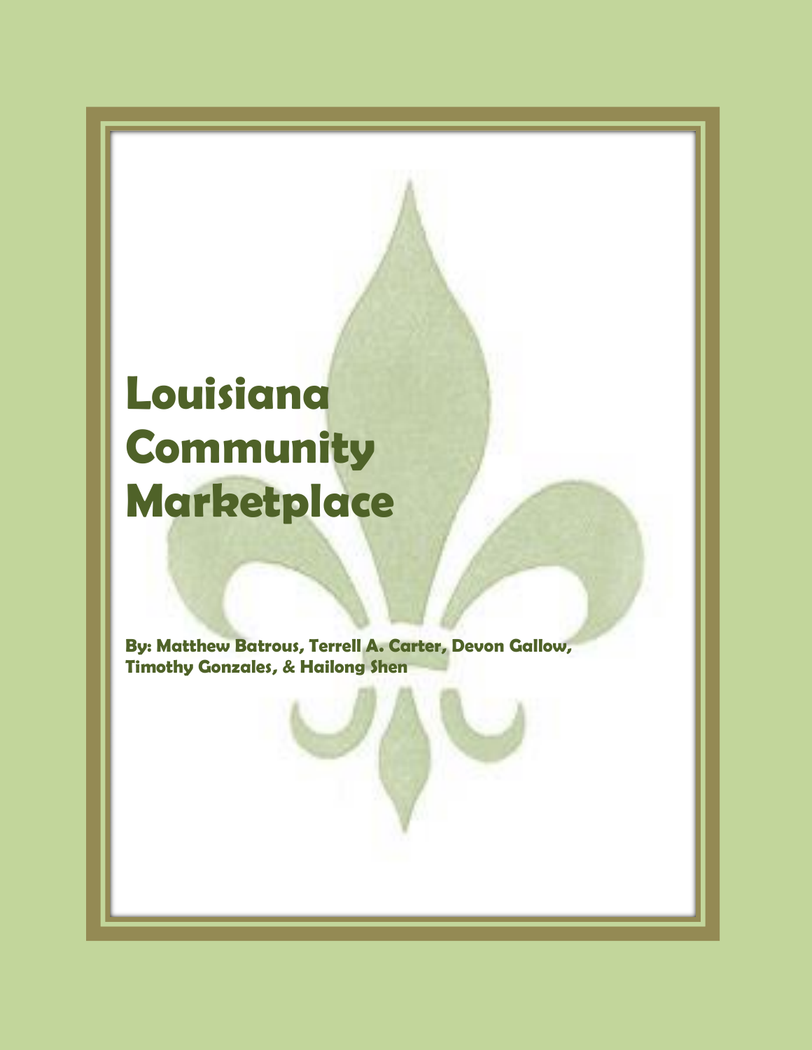# Louisiana Community Marketplace

**By: Matthew Batrous, Terrell A. Carter, Devon Gallow, Timothy Gonzales, & Hailong Shen**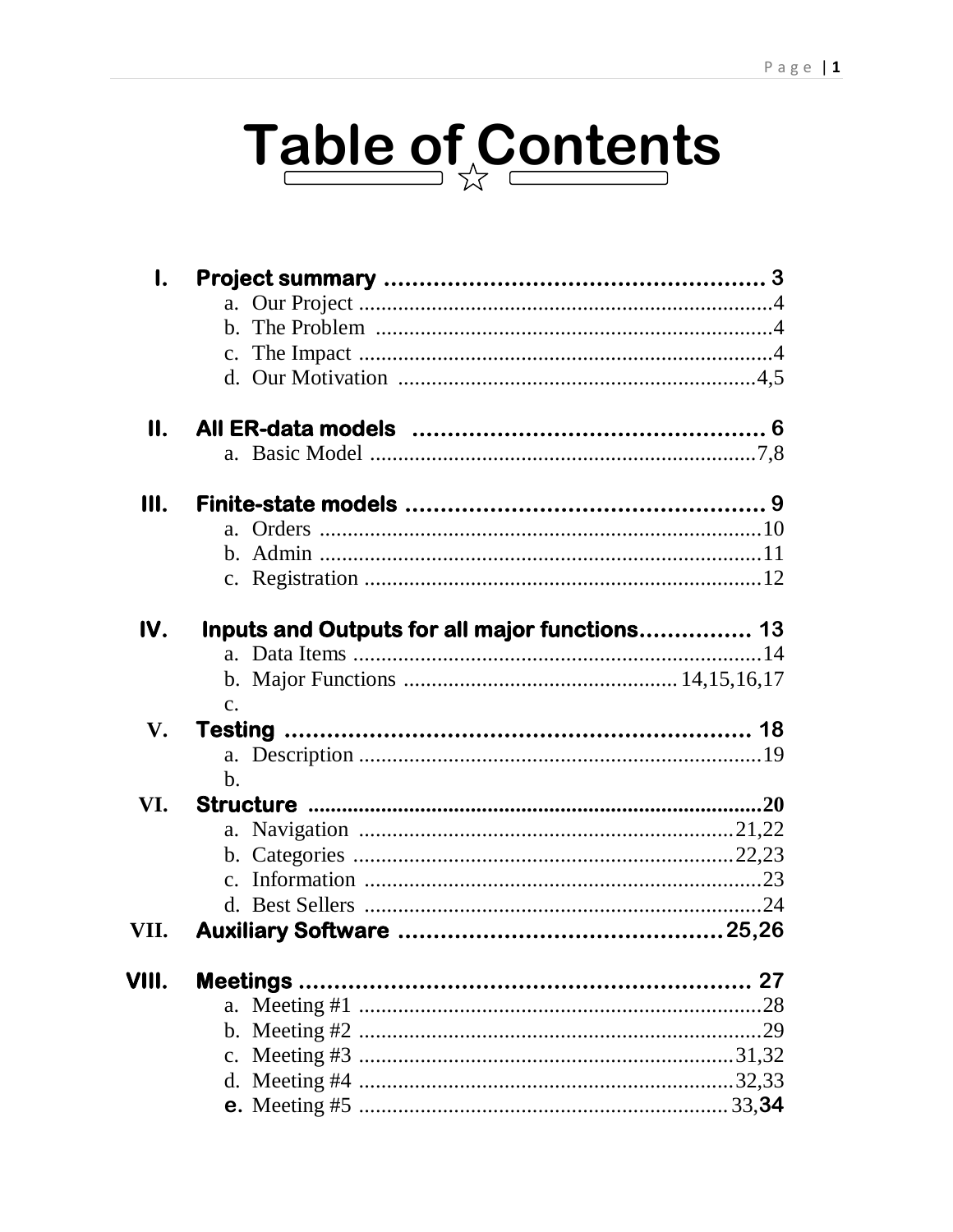# Table of Contents

I. **Project summary** .................................................... 3
   a. Our Project ........................................................................4
   b. The Problem .......................................................................4
   c. The Impact ..........................................................................4
   d. Our Motivation .................................................................4,5

II. **All ER-data models** ................................................. 6
   a. Basic Model .....................................................................7,8

III. **Finite-state models** .................................................. 9
   a. Orders ...............................................................................10
   b. Admin ...............................................................................11
   c. Registration .......................................................................12

IV. **Inputs and Outputs for all major functions**................ 13
   a. Data Items ..........................................................................14
   b. Major Functions ................................................14,15,16,17
   c.

V. **Testing** ................................................................. 18
   a. Description ........................................................................19
   b.

VI. **Structure** ...............................................................20
   a. Navigation ...................................................................21,22
   b. Categories ....................................................................22,23
   c. Information ........................................................................23
   d. Best Sellers ........................................................................24

VII. **Auxiliary Software** ..........................................25,26

VIII. **Meetings** ............................................................... 27
   a. Meeting #1 ........................................................................28
   b. Meeting #2 ........................................................................29
   c. Meeting #3 ..................................................................31,32
   d. Meeting #4 ..................................................................32,33
   e. Meeting #5 ..................................................................33,34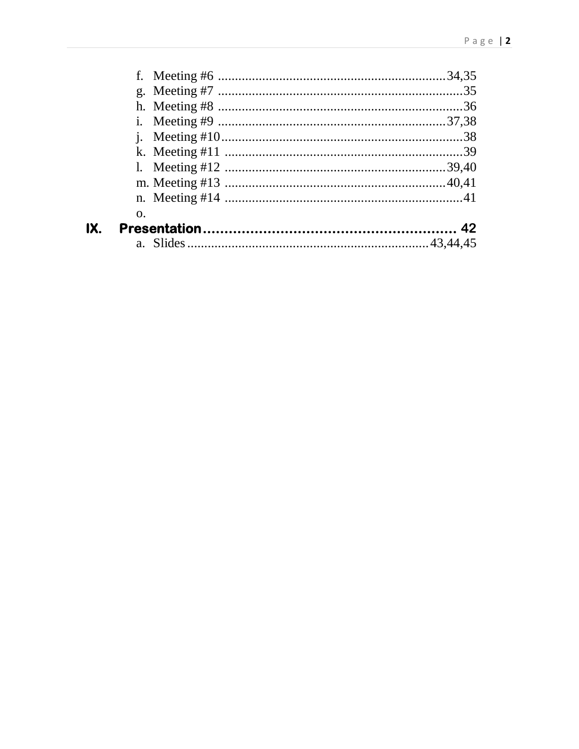f. Meeting #6 ....................................................................34,35
g. Meeting #7 ........................................................................35
h. Meeting #8 ........................................................................36
i. Meeting #9 ....................................................................37,38
j. Meeting #10........................................................................38
k. Meeting #11 .......................................................................39
l. Meeting #12 ..................................................................39,40
m. Meeting #13 ..................................................................40,41
n. Meeting #14 .......................................................................41
o.

**IX. Presentation............................................................ 42**

a. Slides......................................................................43,44,45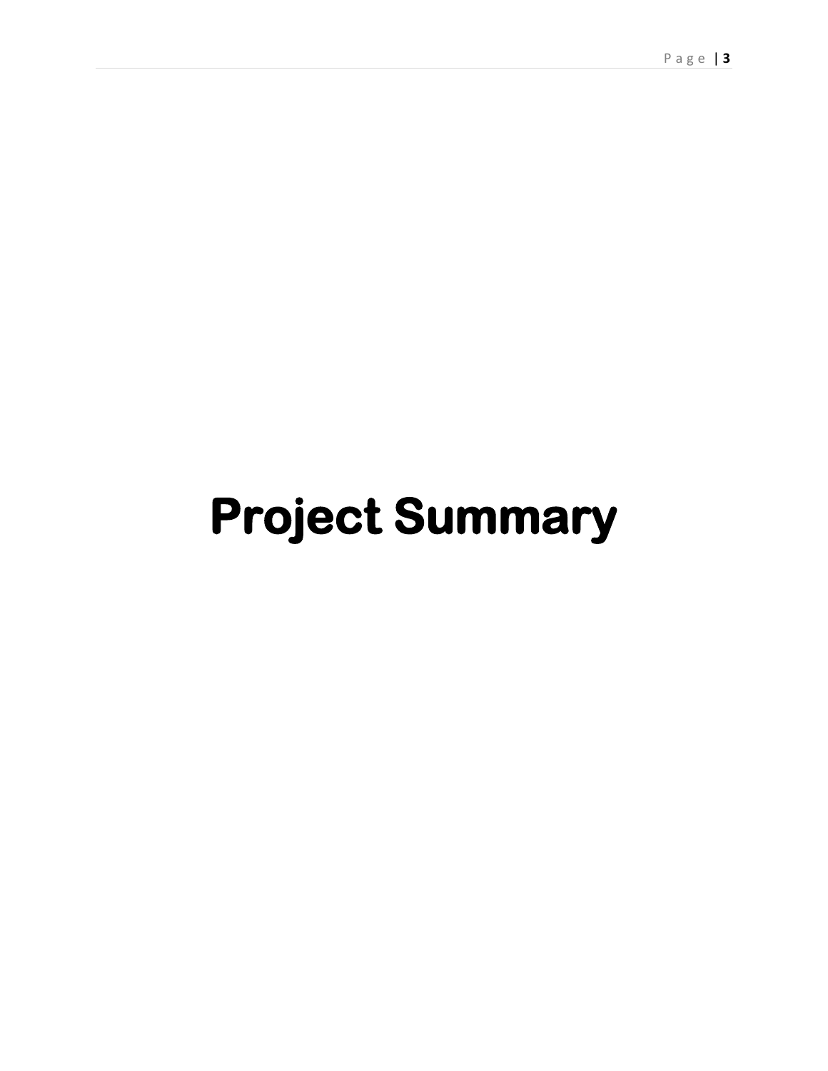# Project Summary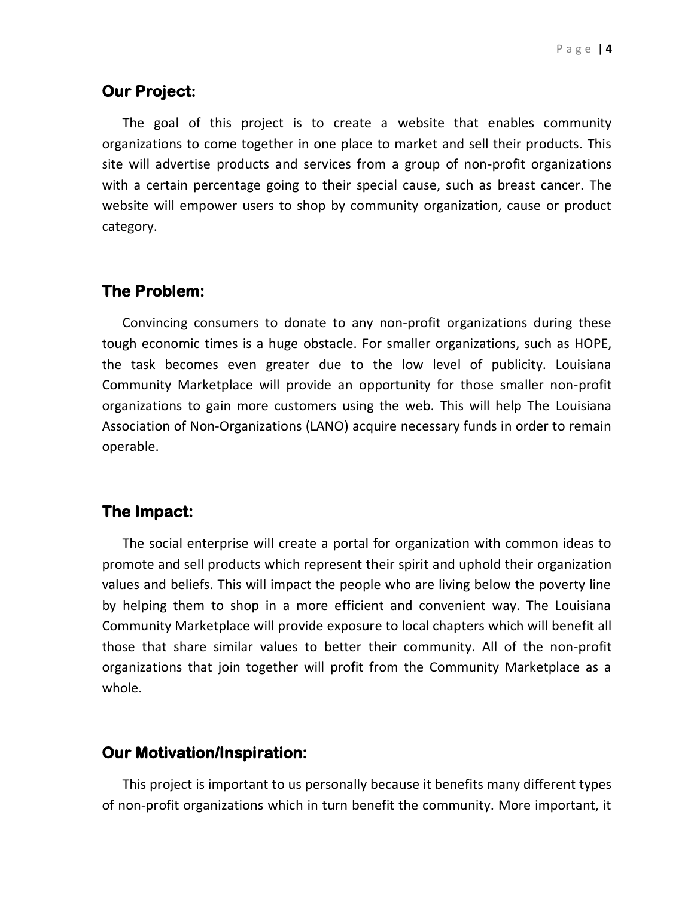## Our Project:

The goal of this project is to create a website that enables community organizations to come together in one place to market and sell their products. This site will advertise products and services from a group of non-profit organizations with a certain percentage going to their special cause, such as breast cancer. The website will empower users to shop by community organization, cause or product category.

## The Problem:

Convincing consumers to donate to any non-profit organizations during these tough economic times is a huge obstacle. For smaller organizations, such as HOPE, the task becomes even greater due to the low level of publicity. Louisiana Community Marketplace will provide an opportunity for those smaller non-profit organizations to gain more customers using the web. This will help The Louisiana Association of Non-Organizations (LANO) acquire necessary funds in order to remain operable.

## The Impact:

The social enterprise will create a portal for organization with common ideas to promote and sell products which represent their spirit and uphold their organization values and beliefs. This will impact the people who are living below the poverty line by helping them to shop in a more efficient and convenient way. The Louisiana Community Marketplace will provide exposure to local chapters which will benefit all those that share similar values to better their community. All of the non-profit organizations that join together will profit from the Community Marketplace as a whole.

## Our Motivation/Inspiration:

This project is important to us personally because it benefits many different types of non-profit organizations which in turn benefit the community. More important, it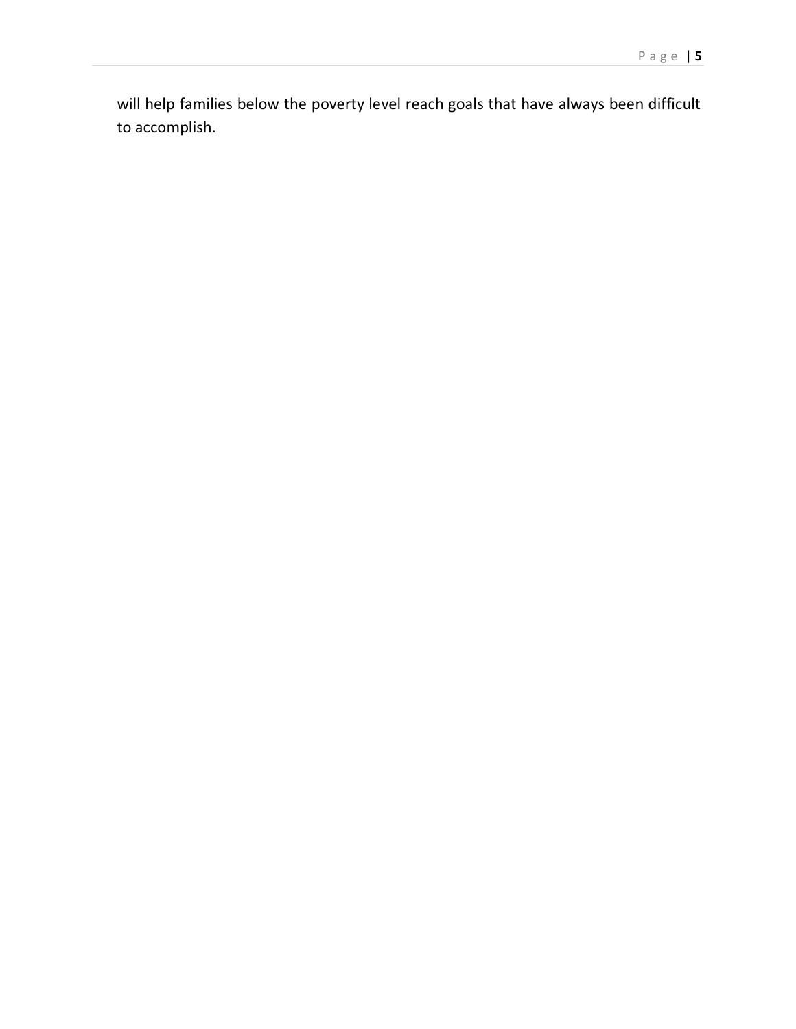will help families below the poverty level reach goals that have always been difficult to accomplish.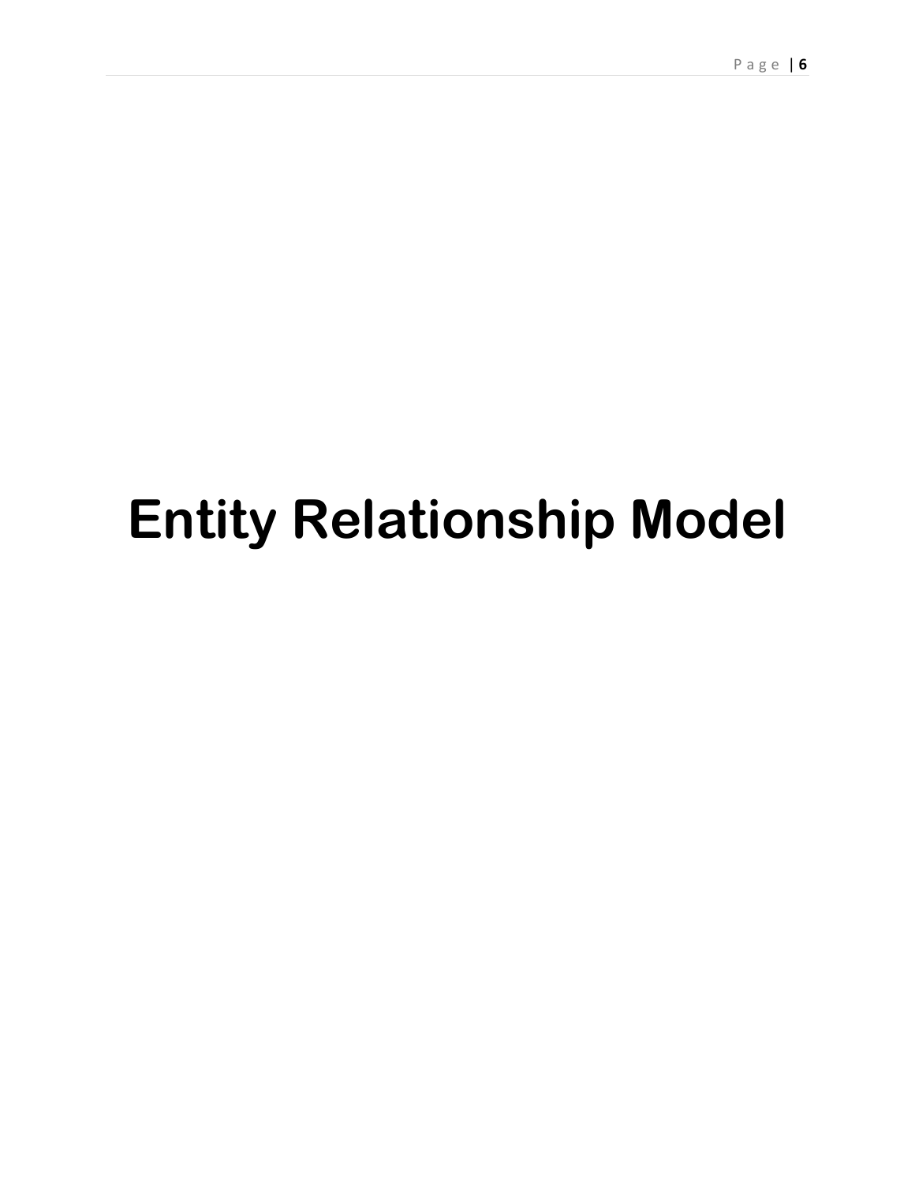# Entity Relationship Model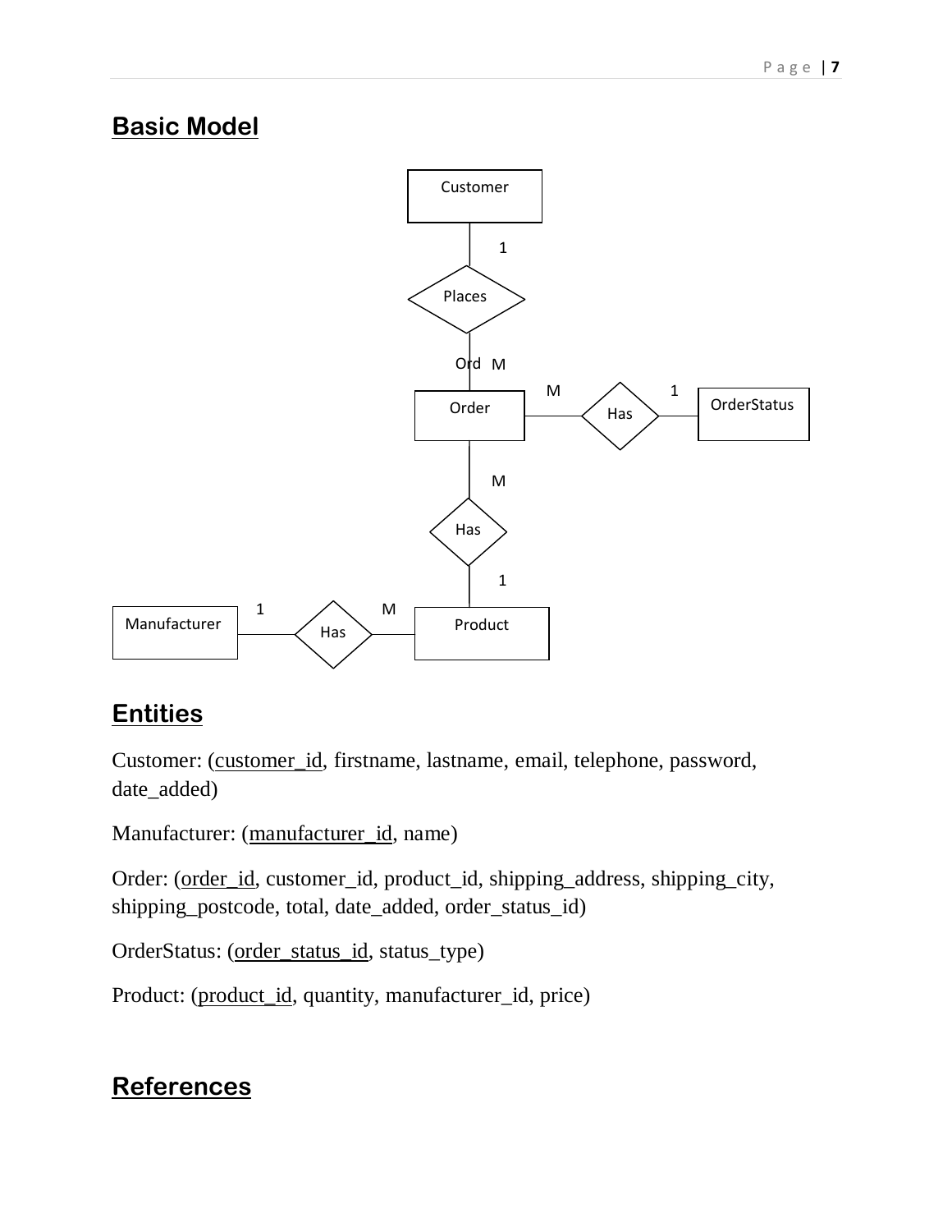## Basic Model

Customer

1

Places

Ord M

M 1

Order Has OrderStatus

M

Has

1

1 M

Manufacturer Has Product

## Entities

Customer: (customer_id, firstname, lastname, email, telephone, password, date_added)

Manufacturer: (manufacturer_id, name)

Order: (order_id, customer_id, product_id, shipping_address, shipping_city, shipping_postcode, total, date_added, order_status_id)

OrderStatus: (order_status_id, status_type)

Product: (product_id, quantity, manufacturer_id, price)

## References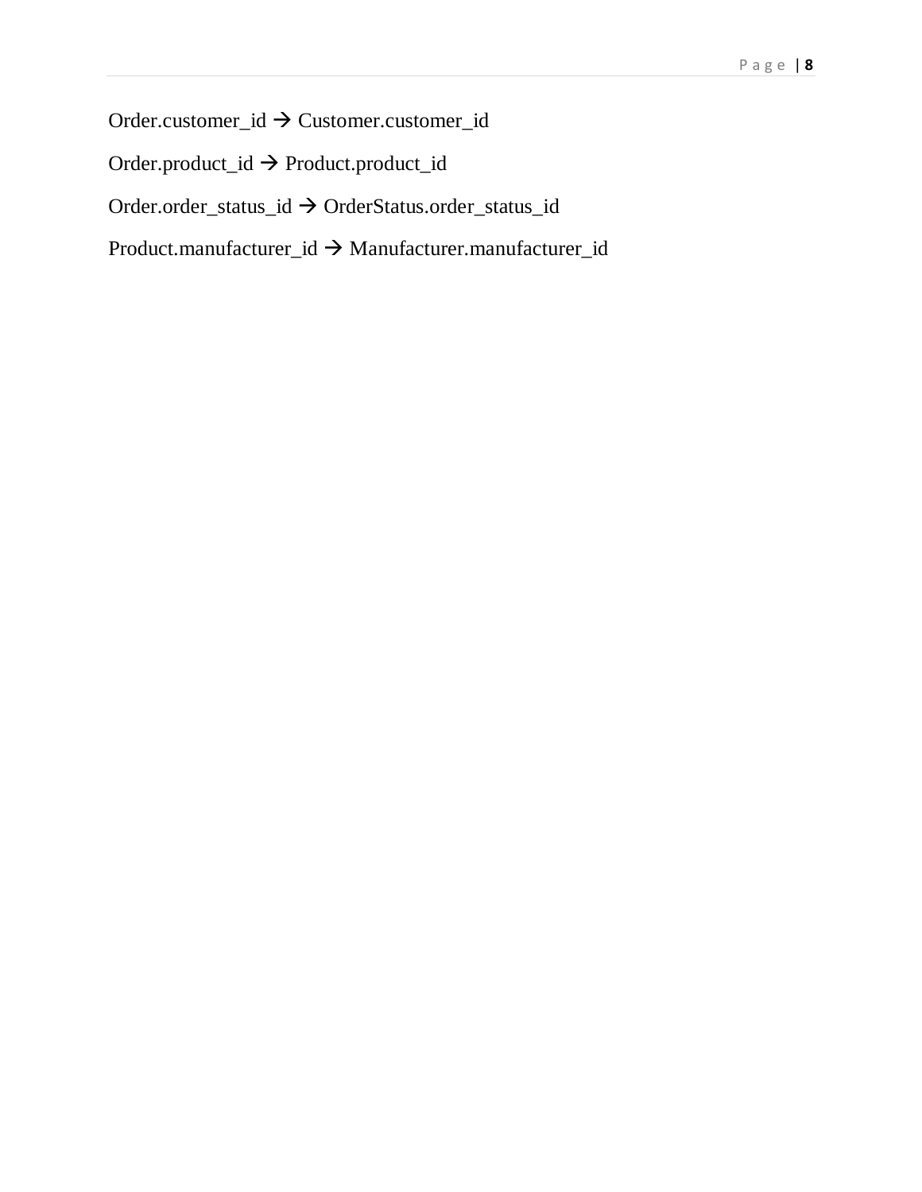Order.customer_id → Customer.customer_id

Order.product_id → Product.product_id

Order.order_status_id → OrderStatus.order_status_id

Product.manufacturer_id → Manufacturer.manufacturer_id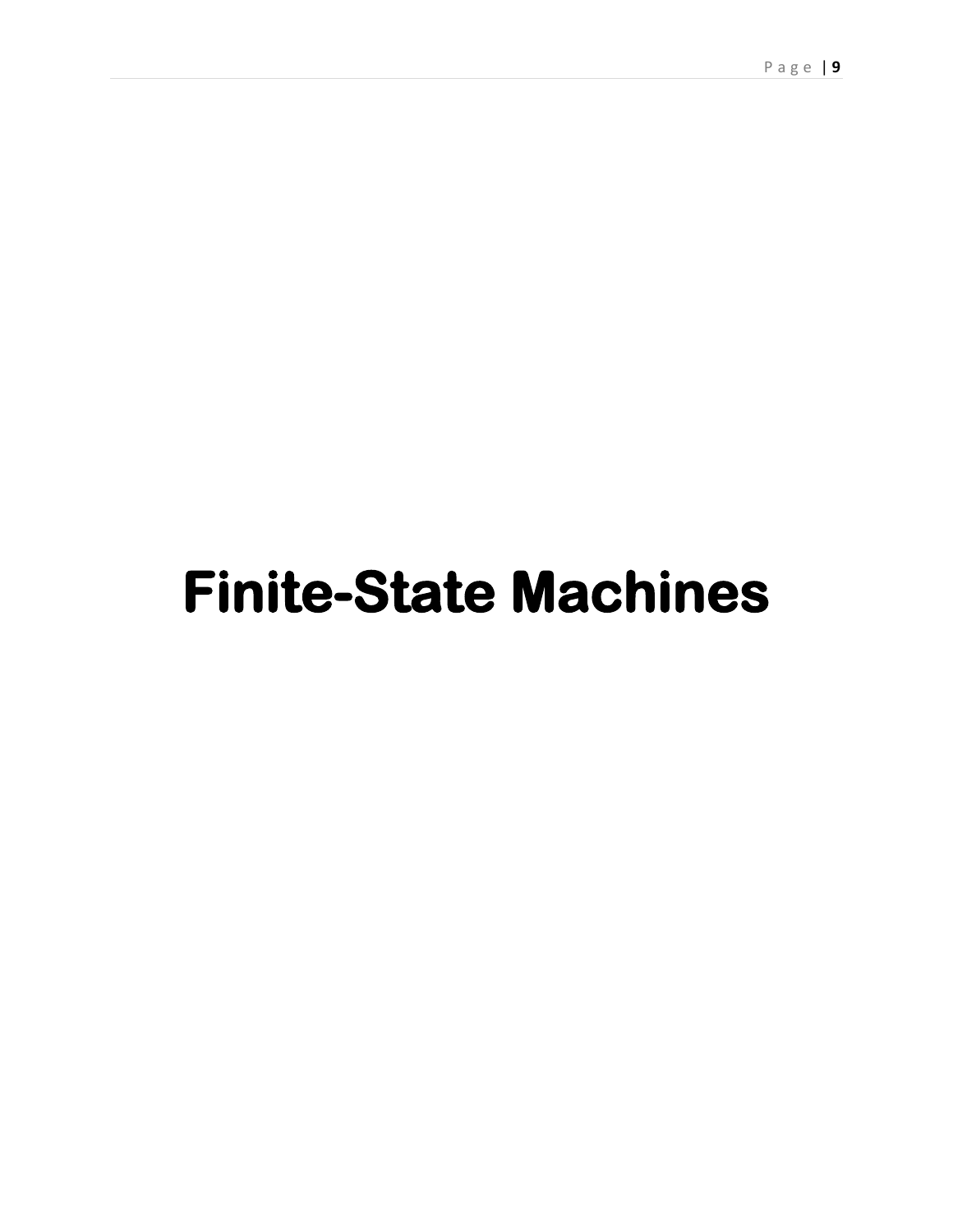# Finite-State Machines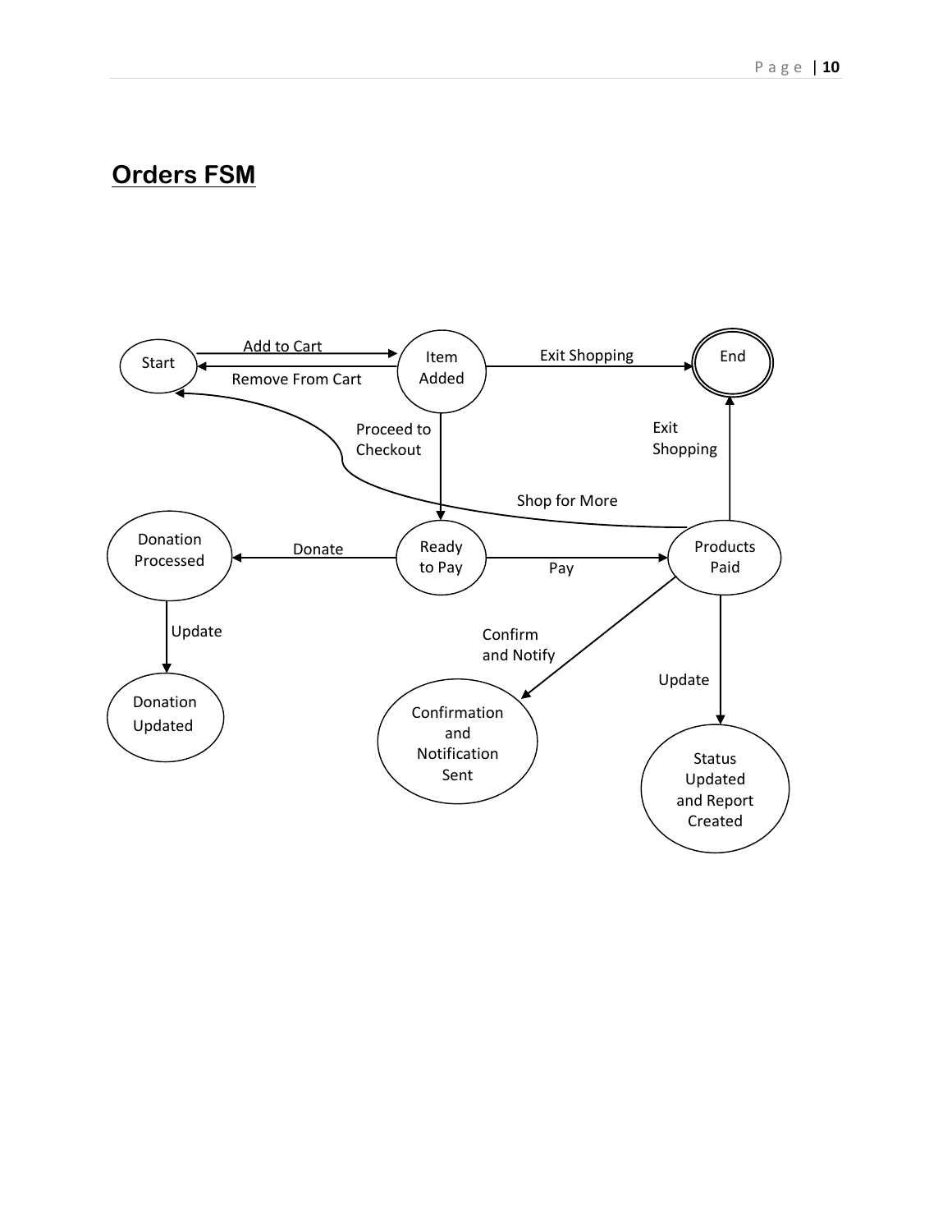## Orders FSM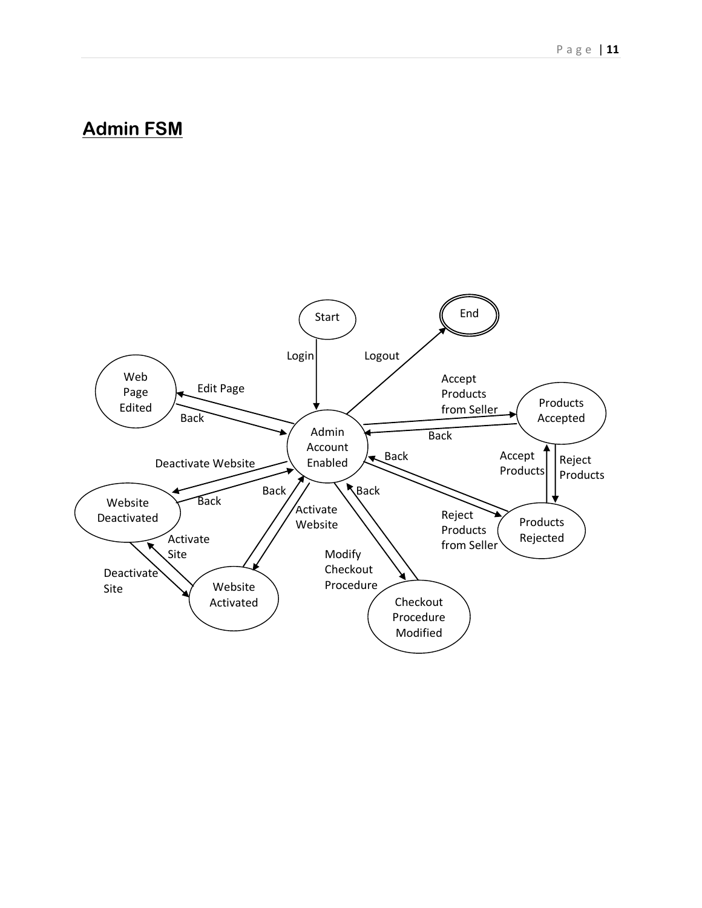## Admin FSM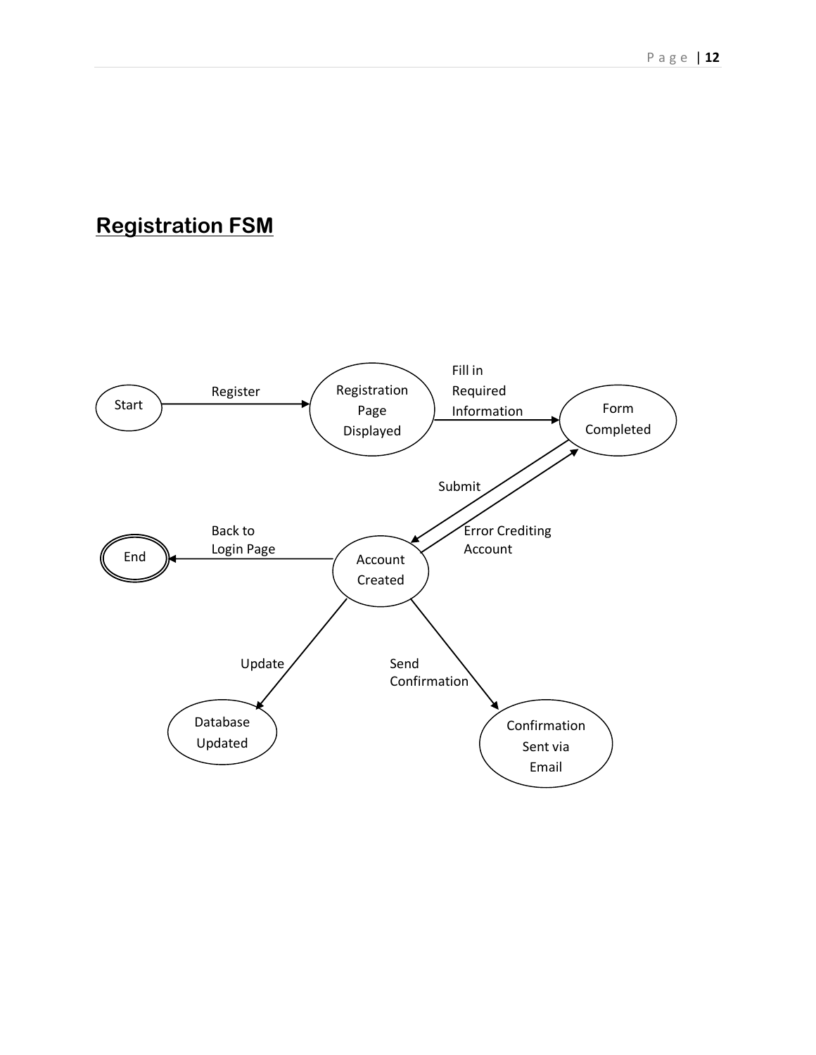## Registration FSM

Start

Register

Registration Page Displayed

Fill in Required Information

Form Completed

Submit

Error Crediting Account

Back to Login Page

End

Account Created

Update

Send Confirmation

Database Updated

Confirmation Sent via Email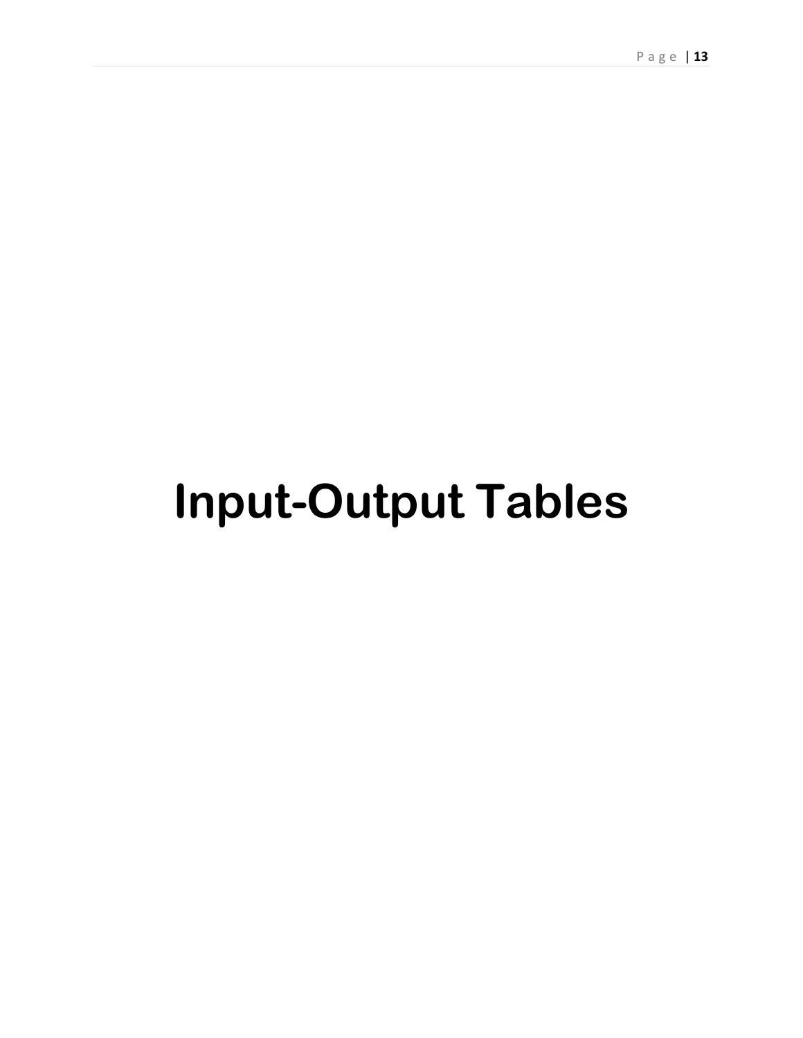# Input-Output Tables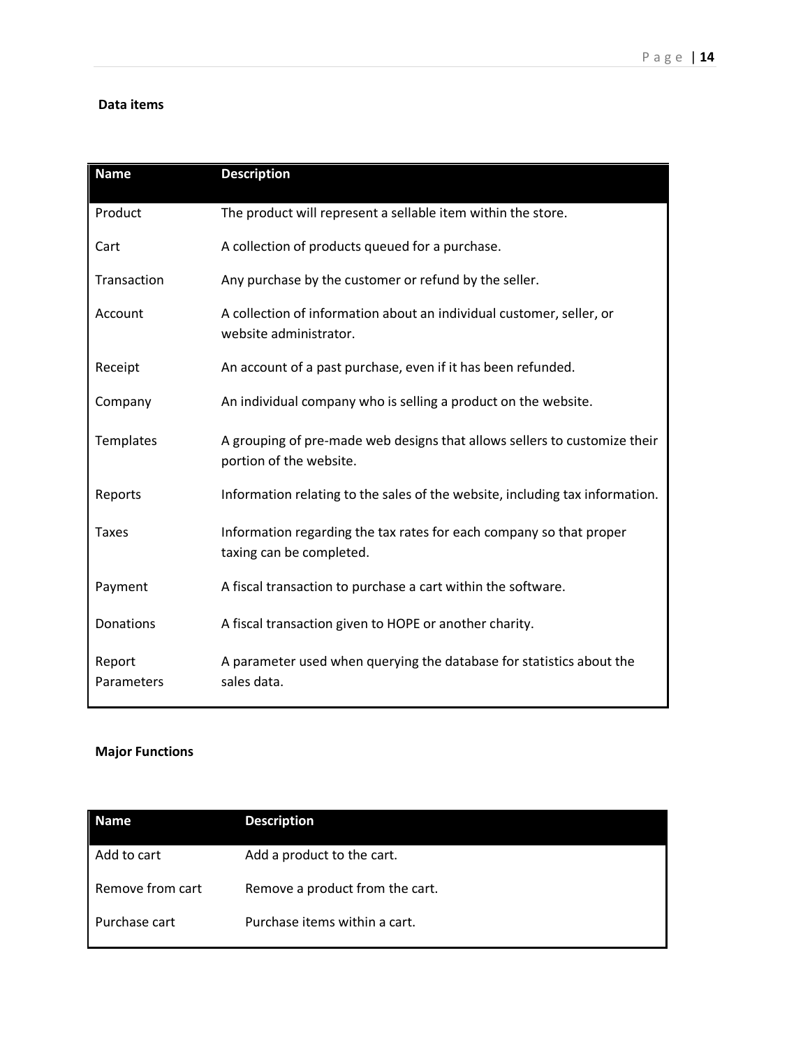**Data items**

| Name | Description |
|---|---|
| Product | The product will represent a sellable item within the store. |
| Cart | A collection of products queued for a purchase. |
| Transaction | Any purchase by the customer or refund by the seller. |
| Account | A collection of information about an individual customer, seller, or website administrator. |
| Receipt | An account of a past purchase, even if it has been refunded. |
| Company | An individual company who is selling a product on the website. |
| Templates | A grouping of pre-made web designs that allows sellers to customize their portion of the website. |
| Reports | Information relating to the sales of the website, including tax information. |
| Taxes | Information regarding the tax rates for each company so that proper taxing can be completed. |
| Payment | A fiscal transaction to purchase a cart within the software. |
| Donations | A fiscal transaction given to HOPE or another charity. |
| Report Parameters | A parameter used when querying the database for statistics about the sales data. |

**Major Functions**

| Name | Description |
|---|---|
| Add to cart | Add a product to the cart. |
| Remove from cart | Remove a product from the cart. |
| Purchase cart | Purchase items within a cart. |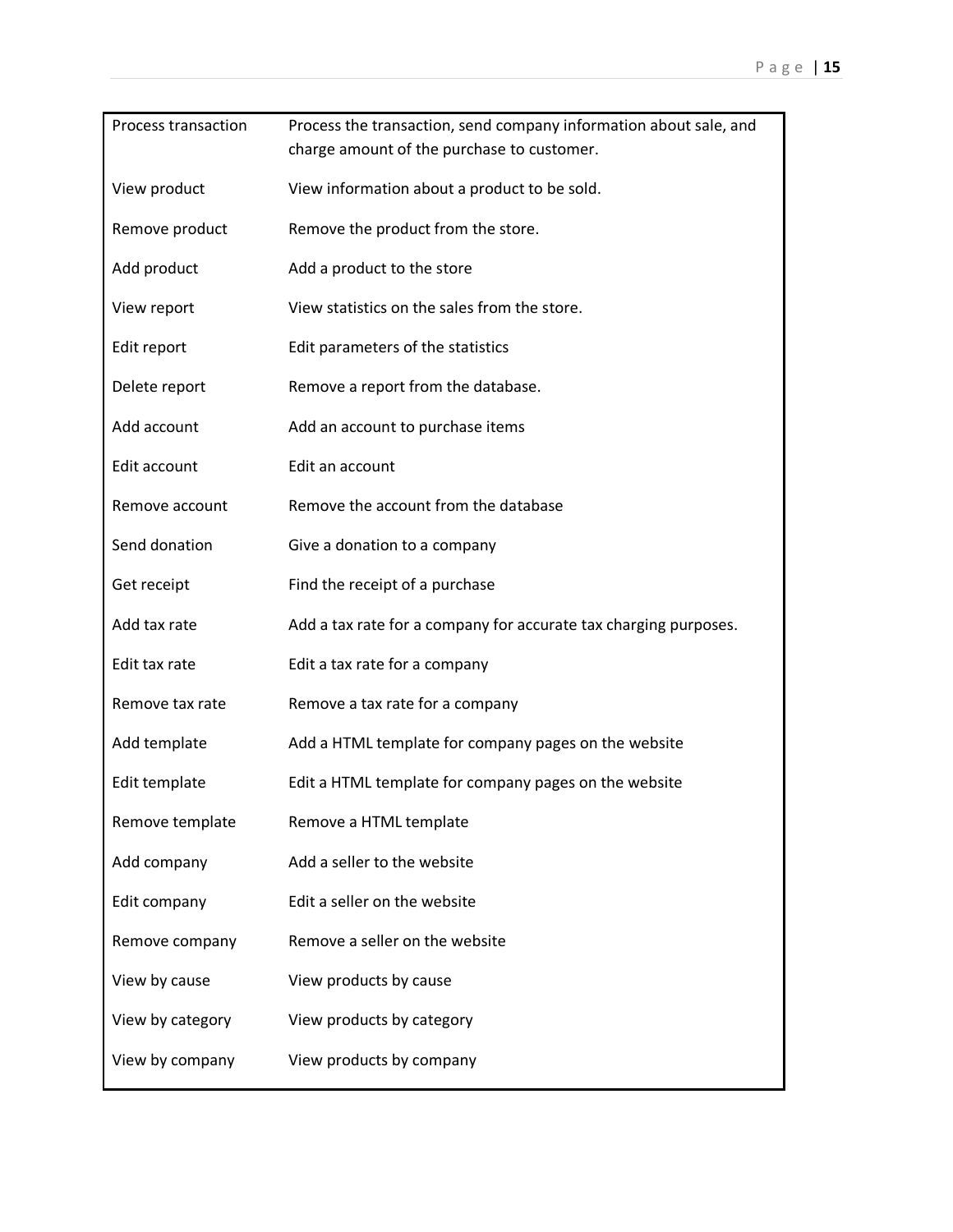| | |
|---|---|
| Process transaction | Process the transaction, send company information about sale, and charge amount of the purchase to customer. |
| View product | View information about a product to be sold. |
| Remove product | Remove the product from the store. |
| Add product | Add a product to the store |
| View report | View statistics on the sales from the store. |
| Edit report | Edit parameters of the statistics |
| Delete report | Remove a report from the database. |
| Add account | Add an account to purchase items |
| Edit account | Edit an account |
| Remove account | Remove the account from the database |
| Send donation | Give a donation to a company |
| Get receipt | Find the receipt of a purchase |
| Add tax rate | Add a tax rate for a company for accurate tax charging purposes. |
| Edit tax rate | Edit a tax rate for a company |
| Remove tax rate | Remove a tax rate for a company |
| Add template | Add a HTML template for company pages on the website |
| Edit template | Edit a HTML template for company pages on the website |
| Remove template | Remove a HTML template |
| Add company | Add a seller to the website |
| Edit company | Edit a seller on the website |
| Remove company | Remove a seller on the website |
| View by cause | View products by cause |
| View by category | View products by category |
| View by company | View products by company |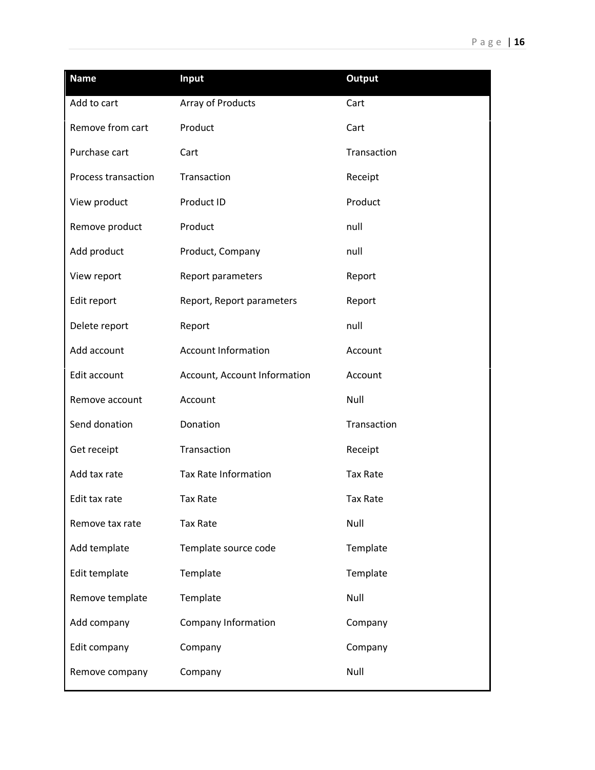| Name | Input | Output |
|---|---|---|
| Add to cart | Array of Products | Cart |
| Remove from cart | Product | Cart |
| Purchase cart | Cart | Transaction |
| Process transaction | Transaction | Receipt |
| View product | Product ID | Product |
| Remove product | Product | null |
| Add product | Product, Company | null |
| View report | Report parameters | Report |
| Edit report | Report, Report parameters | Report |
| Delete report | Report | null |
| Add account | Account Information | Account |
| Edit account | Account, Account Information | Account |
| Remove account | Account | Null |
| Send donation | Donation | Transaction |
| Get receipt | Transaction | Receipt |
| Add tax rate | Tax Rate Information | Tax Rate |
| Edit tax rate | Tax Rate | Tax Rate |
| Remove tax rate | Tax Rate | Null |
| Add template | Template source code | Template |
| Edit template | Template | Template |
| Remove template | Template | Null |
| Add company | Company Information | Company |
| Edit company | Company | Company |
| Remove company | Company | Null |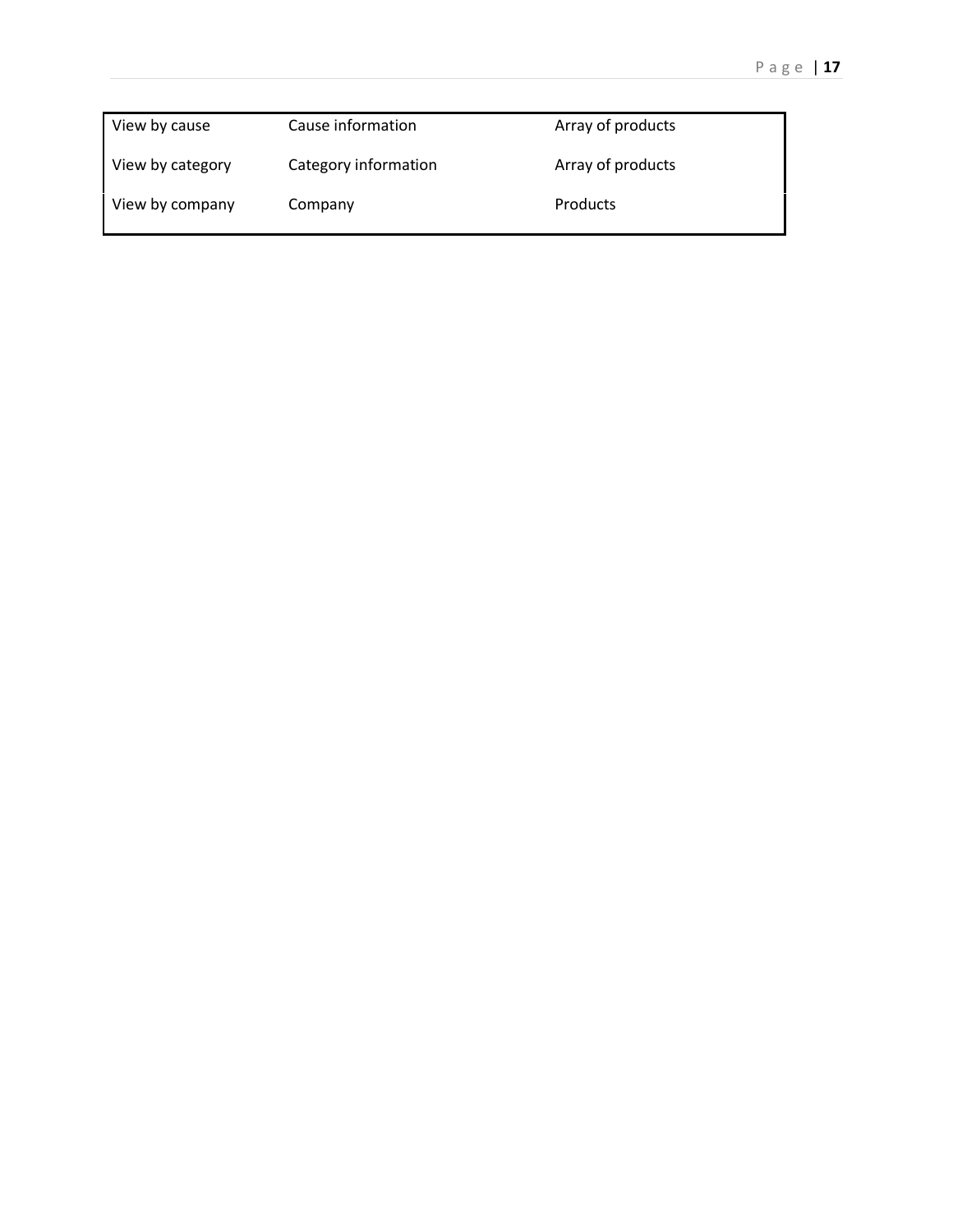| | | |
|---|---|---|
| View by cause | Cause information | Array of products |
| View by category | Category information | Array of products |
| View by company | Company | Products |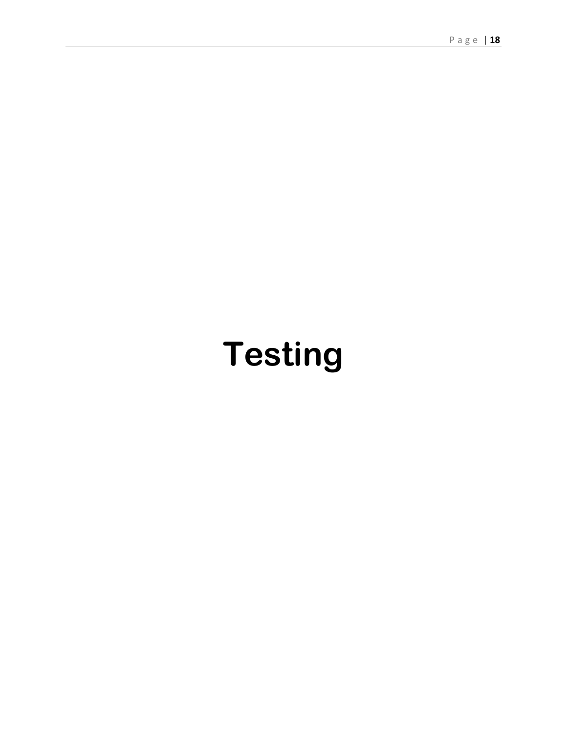# Testing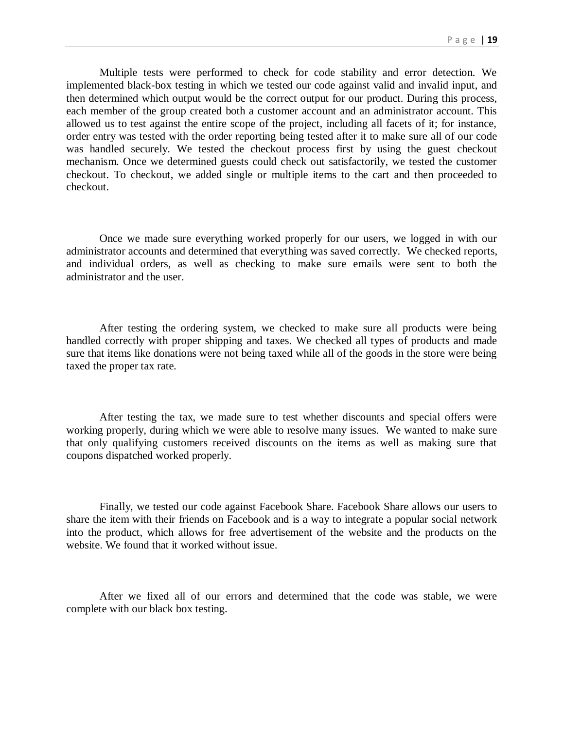Multiple tests were performed to check for code stability and error detection. We implemented black-box testing in which we tested our code against valid and invalid input, and then determined which output would be the correct output for our product. During this process, each member of the group created both a customer account and an administrator account. This allowed us to test against the entire scope of the project, including all facets of it; for instance, order entry was tested with the order reporting being tested after it to make sure all of our code was handled securely. We tested the checkout process first by using the guest checkout mechanism. Once we determined guests could check out satisfactorily, we tested the customer checkout. To checkout, we added single or multiple items to the cart and then proceeded to checkout.

Once we made sure everything worked properly for our users, we logged in with our administrator accounts and determined that everything was saved correctly. We checked reports, and individual orders, as well as checking to make sure emails were sent to both the administrator and the user.

After testing the ordering system, we checked to make sure all products were being handled correctly with proper shipping and taxes. We checked all types of products and made sure that items like donations were not being taxed while all of the goods in the store were being taxed the proper tax rate.

After testing the tax, we made sure to test whether discounts and special offers were working properly, during which we were able to resolve many issues. We wanted to make sure that only qualifying customers received discounts on the items as well as making sure that coupons dispatched worked properly.

Finally, we tested our code against Facebook Share. Facebook Share allows our users to share the item with their friends on Facebook and is a way to integrate a popular social network into the product, which allows for free advertisement of the website and the products on the website. We found that it worked without issue.

After we fixed all of our errors and determined that the code was stable, we were complete with our black box testing.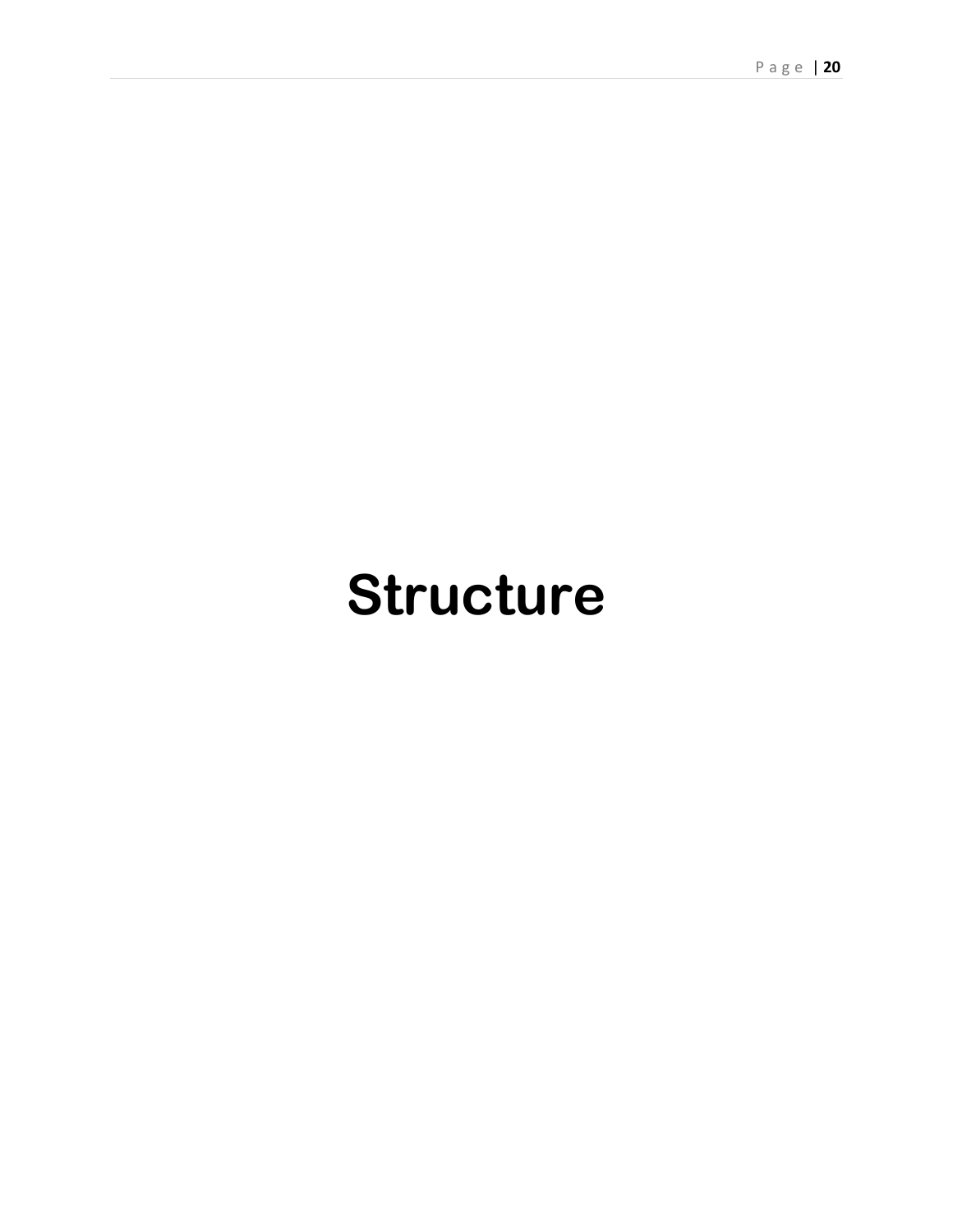# Structure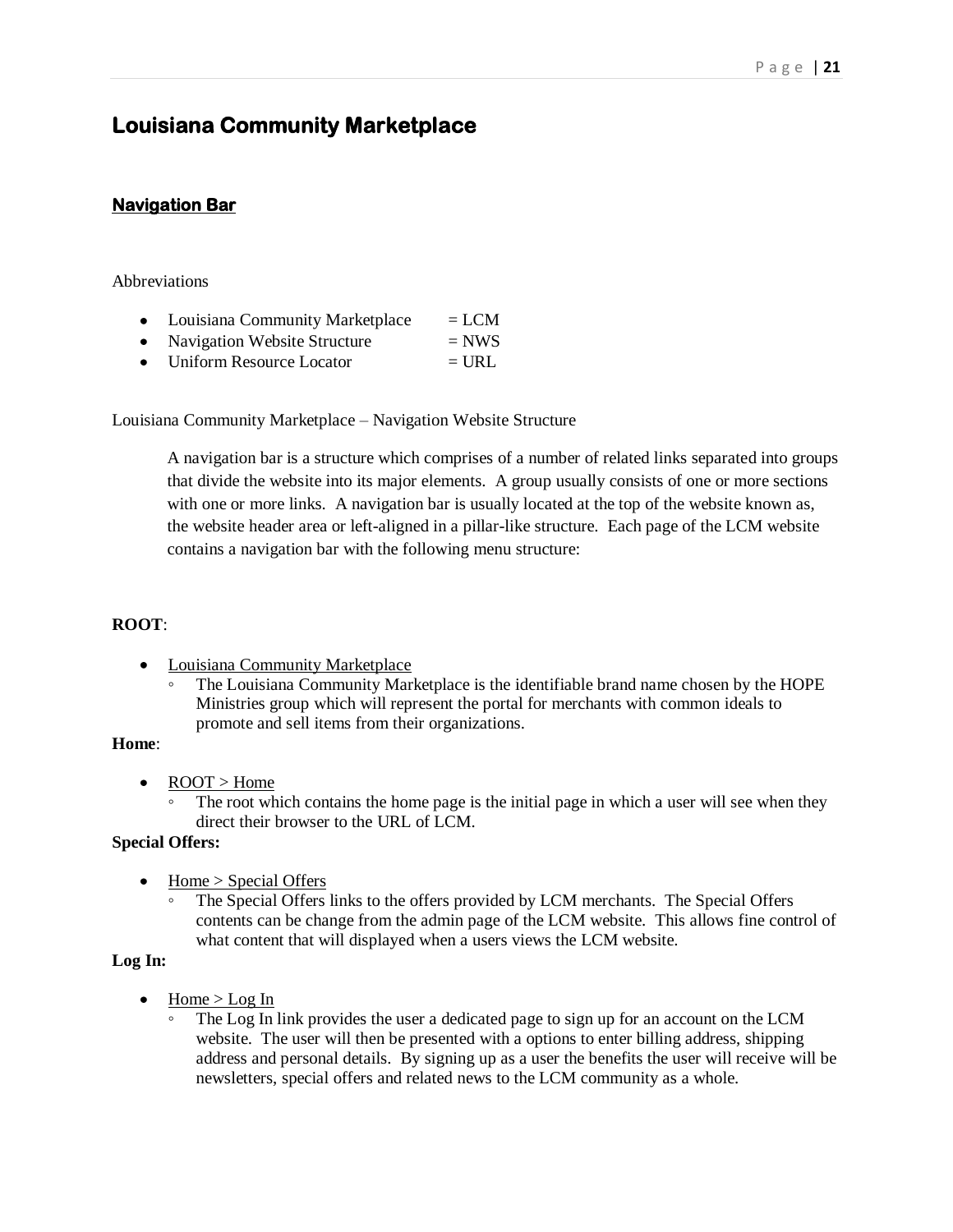# Louisiana Community Marketplace

## Navigation Bar

Abbreviations

- Louisiana Community Marketplace = LCM
- Navigation Website Structure = NWS
- Uniform Resource Locator = URL

Louisiana Community Marketplace – Navigation Website Structure

> A navigation bar is a structure which comprises of a number of related links separated into groups that divide the website into its major elements. A group usually consists of one or more sections with one or more links. A navigation bar is usually located at the top of the website known as, the website header area or left-aligned in a pillar-like structure. Each page of the LCM website contains a navigation bar with the following menu structure:

**ROOT**:

- Louisiana Community Marketplace
  - The Louisiana Community Marketplace is the identifiable brand name chosen by the HOPE Ministries group which will represent the portal for merchants with common ideals to promote and sell items from their organizations.

**Home**:

- ROOT > Home
  - The root which contains the home page is the initial page in which a user will see when they direct their browser to the URL of LCM.

**Special Offers:**

- Home > Special Offers
  - The Special Offers links to the offers provided by LCM merchants. The Special Offers contents can be change from the admin page of the LCM website. This allows fine control of what content that will displayed when a users views the LCM website.

**Log In:**

- Home > Log In
  - The Log In link provides the user a dedicated page to sign up for an account on the LCM website. The user will then be presented with a options to enter billing address, shipping address and personal details. By signing up as a user the benefits the user will receive will be newsletters, special offers and related news to the LCM community as a whole.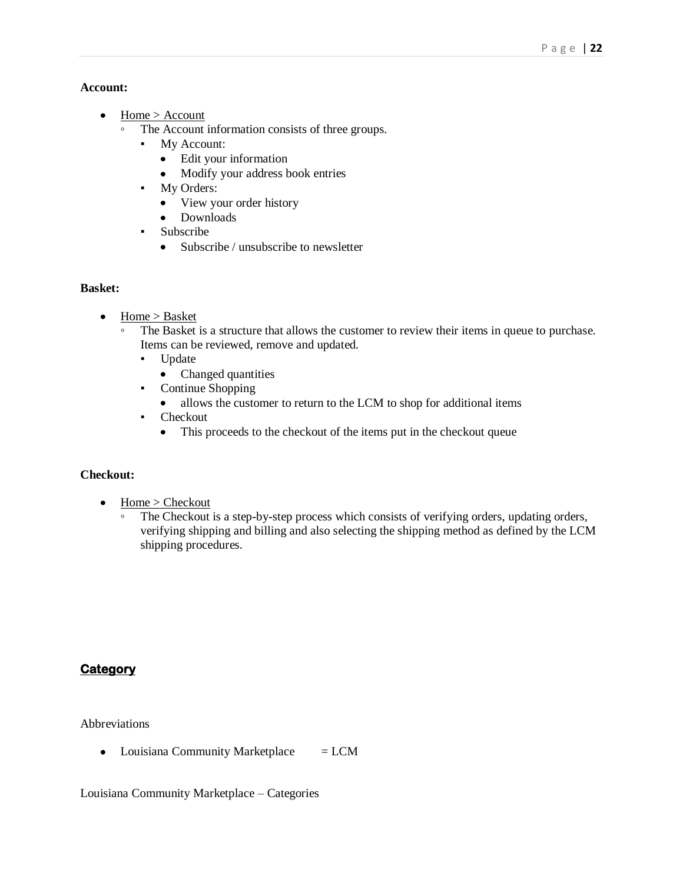**Account:**

- Home > Account
  - The Account information consists of three groups.
    - My Account:
      - Edit your information
      - Modify your address book entries
    - My Orders:
      - View your order history
      - Downloads
    - Subscribe
      - Subscribe / unsubscribe to newsletter

**Basket:**

- Home > Basket
  - The Basket is a structure that allows the customer to review their items in queue to purchase. Items can be reviewed, remove and updated.
    - Update
      - Changed quantities
    - Continue Shopping
      - allows the customer to return to the LCM to shop for additional items
    - Checkout
      - This proceeds to the checkout of the items put in the checkout queue

**Checkout:**

- Home > Checkout
  - The Checkout is a step-by-step process which consists of verifying orders, updating orders, verifying shipping and billing and also selecting the shipping method as defined by the LCM shipping procedures.

## Category

Abbreviations

- Louisiana Community Marketplace = LCM

Louisiana Community Marketplace – Categories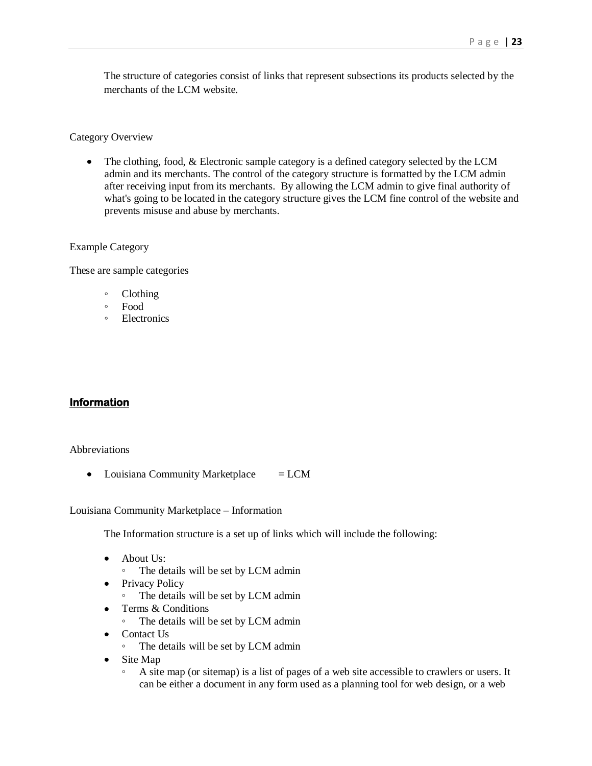The structure of categories consist of links that represent subsections its products selected by the merchants of the LCM website.

Category Overview

- The clothing, food, & Electronic sample category is a defined category selected by the LCM admin and its merchants. The control of the category structure is formatted by the LCM admin after receiving input from its merchants. By allowing the LCM admin to give final authority of what's going to be located in the category structure gives the LCM fine control of the website and prevents misuse and abuse by merchants.

Example Category

These are sample categories

- Clothing
- Food
- Electronics

## **Information**

Abbreviations

- Louisiana Community Marketplace = LCM

Louisiana Community Marketplace – Information

The Information structure is a set up of links which will include the following:

- About Us:
  - The details will be set by LCM admin
- Privacy Policy
  - The details will be set by LCM admin
- Terms & Conditions
  - The details will be set by LCM admin
- Contact Us
  - The details will be set by LCM admin
- Site Map
  - A site map (or sitemap) is a list of pages of a web site accessible to crawlers or users. It can be either a document in any form used as a planning tool for web design, or a web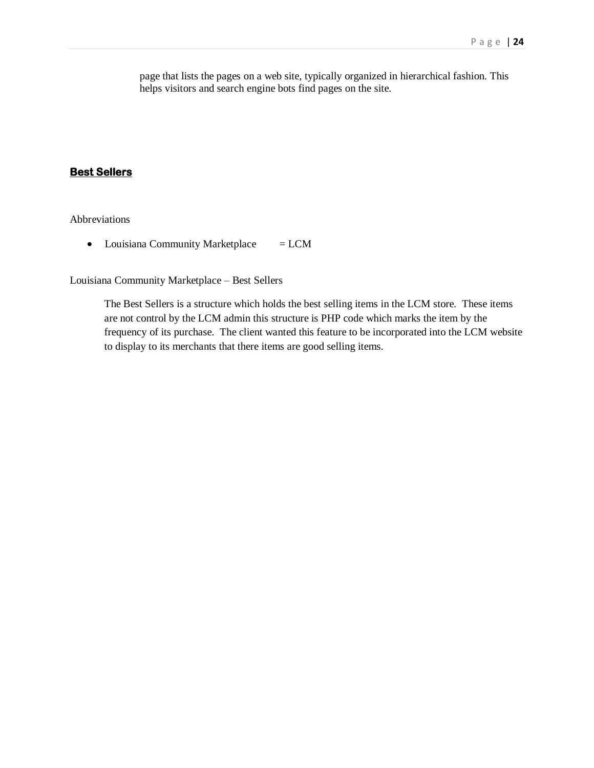page that lists the pages on a web site, typically organized in hierarchical fashion. This helps visitors and search engine bots find pages on the site.

## **Best Sellers**

Abbreviations

- Louisiana Community Marketplace = LCM

Louisiana Community Marketplace – Best Sellers

The Best Sellers is a structure which holds the best selling items in the LCM store. These items are not control by the LCM admin this structure is PHP code which marks the item by the frequency of its purchase. The client wanted this feature to be incorporated into the LCM website to display to its merchants that there items are good selling items.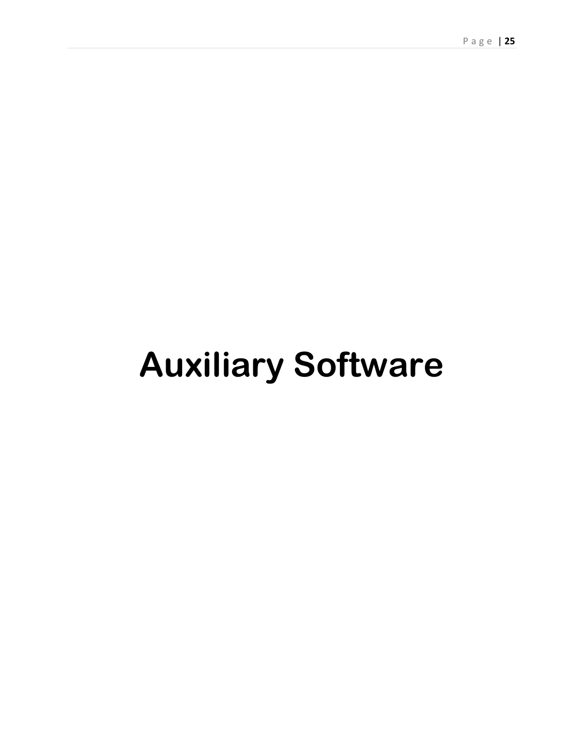# Auxiliary Software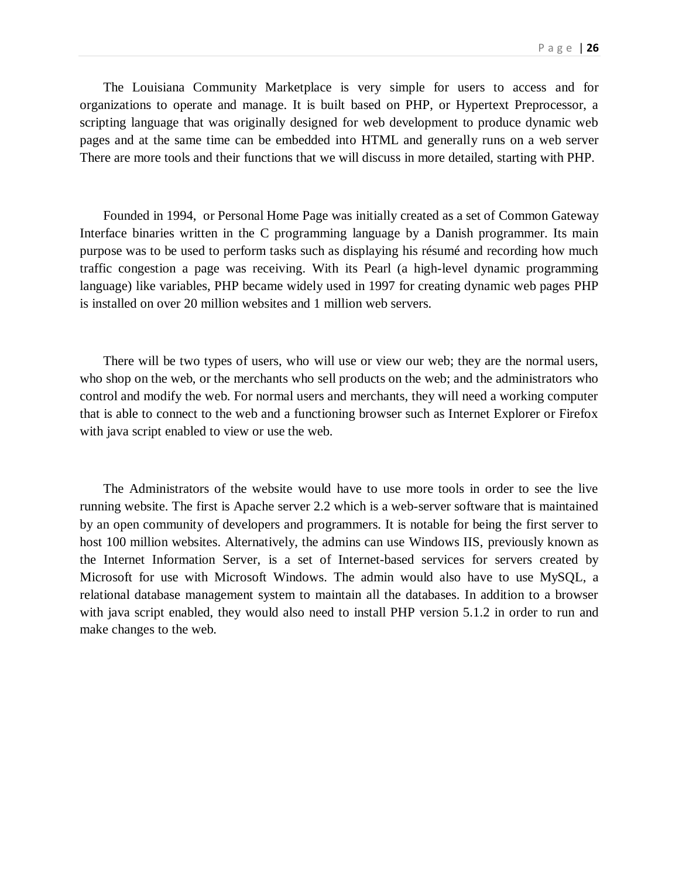The Louisiana Community Marketplace is very simple for users to access and for organizations to operate and manage. It is built based on PHP, or Hypertext Preprocessor, a scripting language that was originally designed for web development to produce dynamic web pages and at the same time can be embedded into HTML and generally runs on a web server There are more tools and their functions that we will discuss in more detailed, starting with PHP.

Founded in 1994, or Personal Home Page was initially created as a set of Common Gateway Interface binaries written in the C programming language by a Danish programmer. Its main purpose was to be used to perform tasks such as displaying his résumé and recording how much traffic congestion a page was receiving. With its Pearl (a high-level dynamic programming language) like variables, PHP became widely used in 1997 for creating dynamic web pages PHP is installed on over 20 million websites and 1 million web servers.

There will be two types of users, who will use or view our web; they are the normal users, who shop on the web, or the merchants who sell products on the web; and the administrators who control and modify the web. For normal users and merchants, they will need a working computer that is able to connect to the web and a functioning browser such as Internet Explorer or Firefox with java script enabled to view or use the web.

The Administrators of the website would have to use more tools in order to see the live running website. The first is Apache server 2.2 which is a web-server software that is maintained by an open community of developers and programmers. It is notable for being the first server to host 100 million websites. Alternatively, the admins can use Windows IIS, previously known as the Internet Information Server, is a set of Internet-based services for servers created by Microsoft for use with Microsoft Windows. The admin would also have to use MySQL, a relational database management system to maintain all the databases. In addition to a browser with java script enabled, they would also need to install PHP version 5.1.2 in order to run and make changes to the web.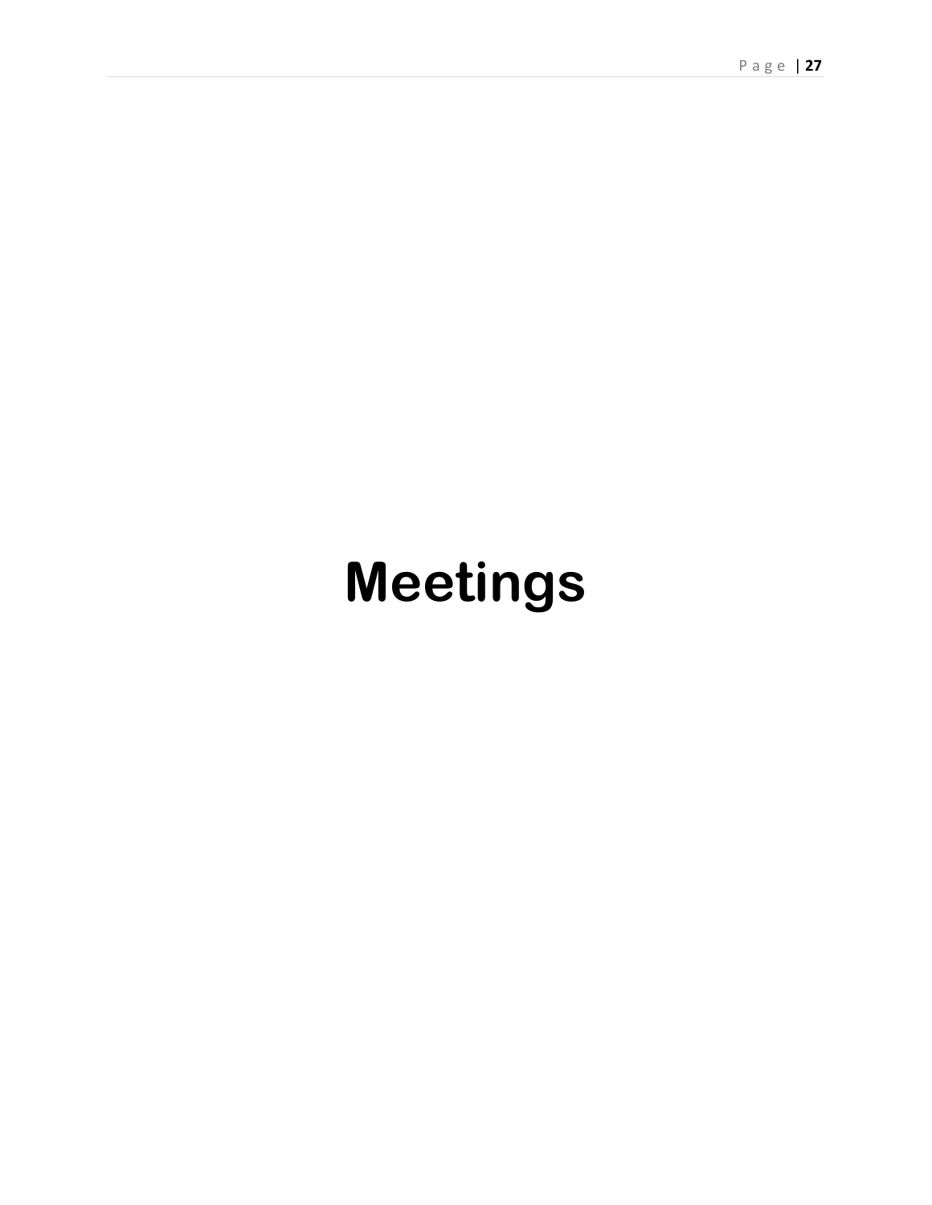# Meetings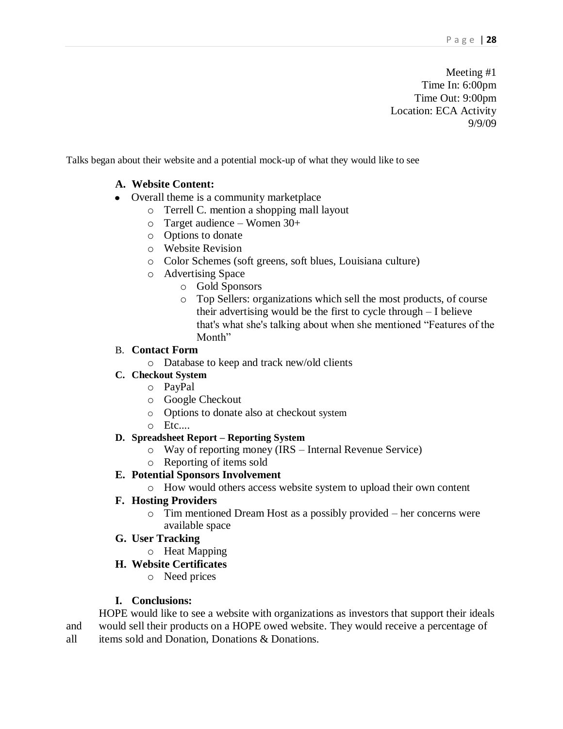Meeting #1
Time In: 6:00pm
Time Out: 9:00pm
Location: ECA Activity
9/9/09

Talks began about their website and a potential mock-up of what they would like to see

**A. Website Content:**

- Overall theme is a community marketplace
  - Terrell C. mention a shopping mall layout
  - Target audience – Women 30+
  - Options to donate
  - Website Revision
  - Color Schemes (soft greens, soft blues, Louisiana culture)
  - Advertising Space
    - Gold Sponsors
    - Top Sellers: organizations which sell the most products, of course their advertising would be the first to cycle through – I believe that's what she's talking about when she mentioned "Features of the Month"

B. **Contact Form**

- Database to keep and track new/old clients

**C. Checkout System**

- PayPal
- Google Checkout
- Options to donate also at checkout system
- Etc....

**D. Spreadsheet Report – Reporting System**

- Way of reporting money (IRS – Internal Revenue Service)
- Reporting of items sold

**E. Potential Sponsors Involvement**

- How would others access website system to upload their own content

**F. Hosting Providers**

- Tim mentioned Dream Host as a possibly provided – her concerns were available space

**G. User Tracking**

- Heat Mapping

**H. Website Certificates**

- Need prices

**I. Conclusions:**

HOPE would like to see a website with organizations as investors that support their ideals and would sell their products on a HOPE owed website. They would receive a percentage of all items sold and Donation, Donations & Donations.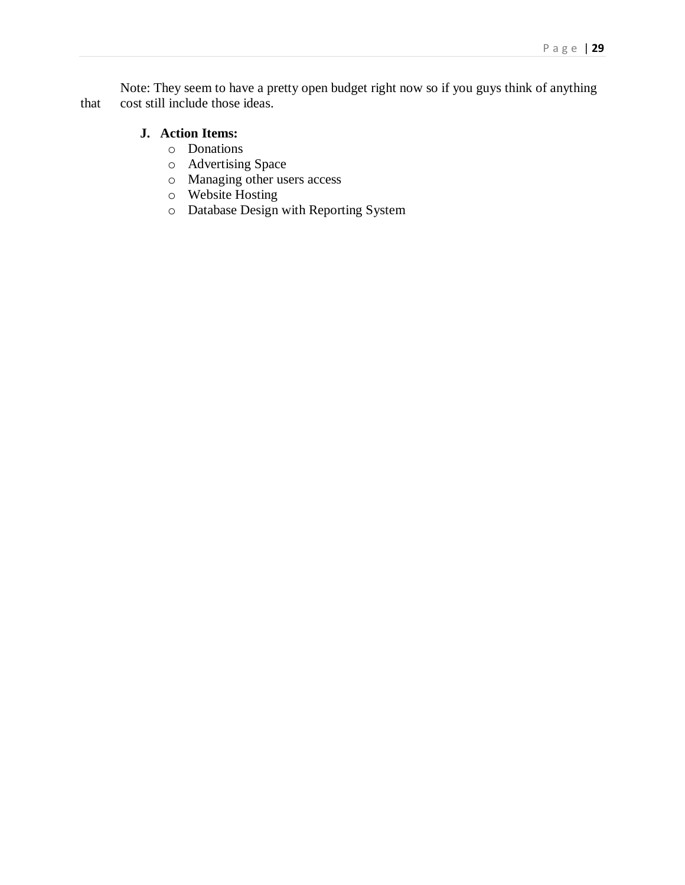Note: They seem to have a pretty open budget right now so if you guys think of anything that cost still include those ideas.

**J. Action Items:**

- Donations
- Advertising Space
- Managing other users access
- Website Hosting
- Database Design with Reporting System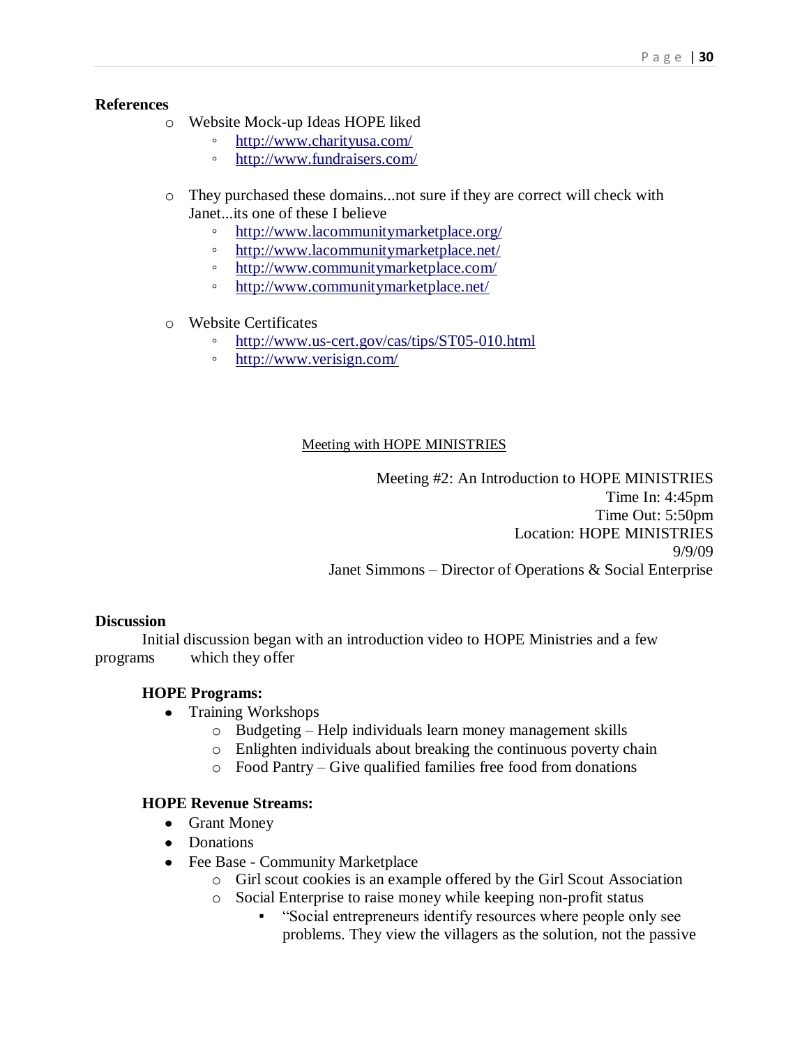**References**

- Website Mock-up Ideas HOPE liked
  - http://www.charityusa.com/
  - http://www.fundraisers.com/
- They purchased these domains...not sure if they are correct will check with Janet...its one of these I believe
  - http://www.lacommunitymarketplace.org/
  - http://www.lacommunitymarketplace.net/
  - http://www.communitymarketplace.com/
  - http://www.communitymarketplace.net/
- Website Certificates
  - http://www.us-cert.gov/cas/tips/ST05-010.html
  - http://www.verisign.com/

<u>Meeting with HOPE MINISTRIES</u>

Meeting #2: An Introduction to HOPE MINISTRIES
Time In: 4:45pm
Time Out: 5:50pm
Location: HOPE MINISTRIES
9/9/09
Janet Simmons – Director of Operations & Social Enterprise

**Discussion**

Initial discussion began with an introduction video to HOPE Ministries and a few programs which they offer

**HOPE Programs:**

- Training Workshops
  - Budgeting – Help individuals learn money management skills
  - Enlighten individuals about breaking the continuous poverty chain
  - Food Pantry – Give qualified families free food from donations

**HOPE Revenue Streams:**

- Grant Money
- Donations
- Fee Base - Community Marketplace
  - Girl scout cookies is an example offered by the Girl Scout Association
  - Social Enterprise to raise money while keeping non-profit status
    - "Social entrepreneurs identify resources where people only see problems. They view the villagers as the solution, not the passive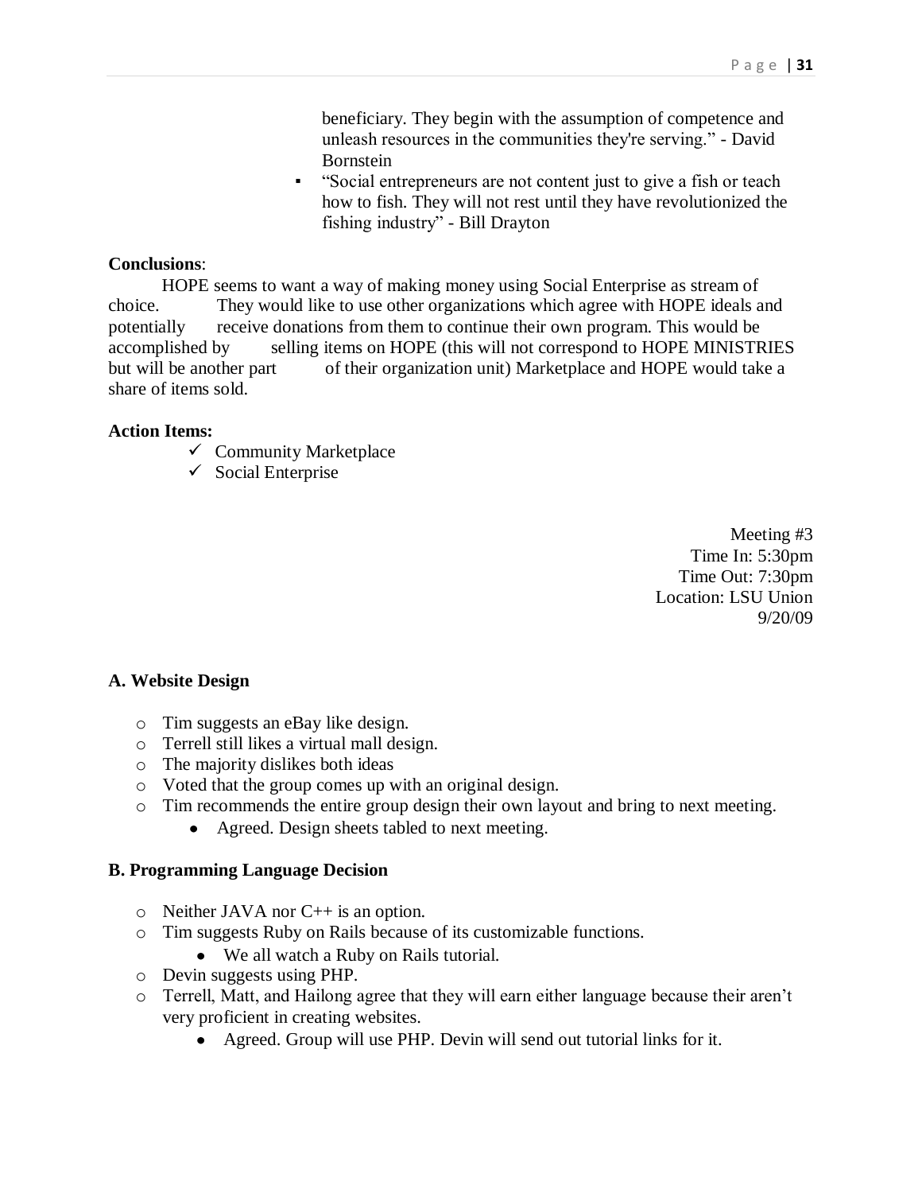beneficiary. They begin with the assumption of competence and unleash resources in the communities they're serving." - David Bornstein

- "Social entrepreneurs are not content just to give a fish or teach how to fish. They will not rest until they have revolutionized the fishing industry" - Bill Drayton

**Conclusions**:

HOPE seems to want a way of making money using Social Enterprise as stream of choice. They would like to use other organizations which agree with HOPE ideals and potentially receive donations from them to continue their own program. This would be accomplished by selling items on HOPE (this will not correspond to HOPE MINISTRIES but will be another part of their organization unit) Marketplace and HOPE would take a share of items sold.

**Action Items:**

- ✓ Community Marketplace
- ✓ Social Enterprise

Meeting #3
Time In: 5:30pm
Time Out: 7:30pm
Location: LSU Union
9/20/09

**A. Website Design**

- Tim suggests an eBay like design.
- Terrell still likes a virtual mall design.
- The majority dislikes both ideas
- Voted that the group comes up with an original design.
- Tim recommends the entire group design their own layout and bring to next meeting.
  - Agreed. Design sheets tabled to next meeting.

**B. Programming Language Decision**

- Neither JAVA nor C++ is an option.
- Tim suggests Ruby on Rails because of its customizable functions.
  - We all watch a Ruby on Rails tutorial.
- Devin suggests using PHP.
- Terrell, Matt, and Hailong agree that they will earn either language because their aren't very proficient in creating websites.
  - Agreed. Group will use PHP. Devin will send out tutorial links for it.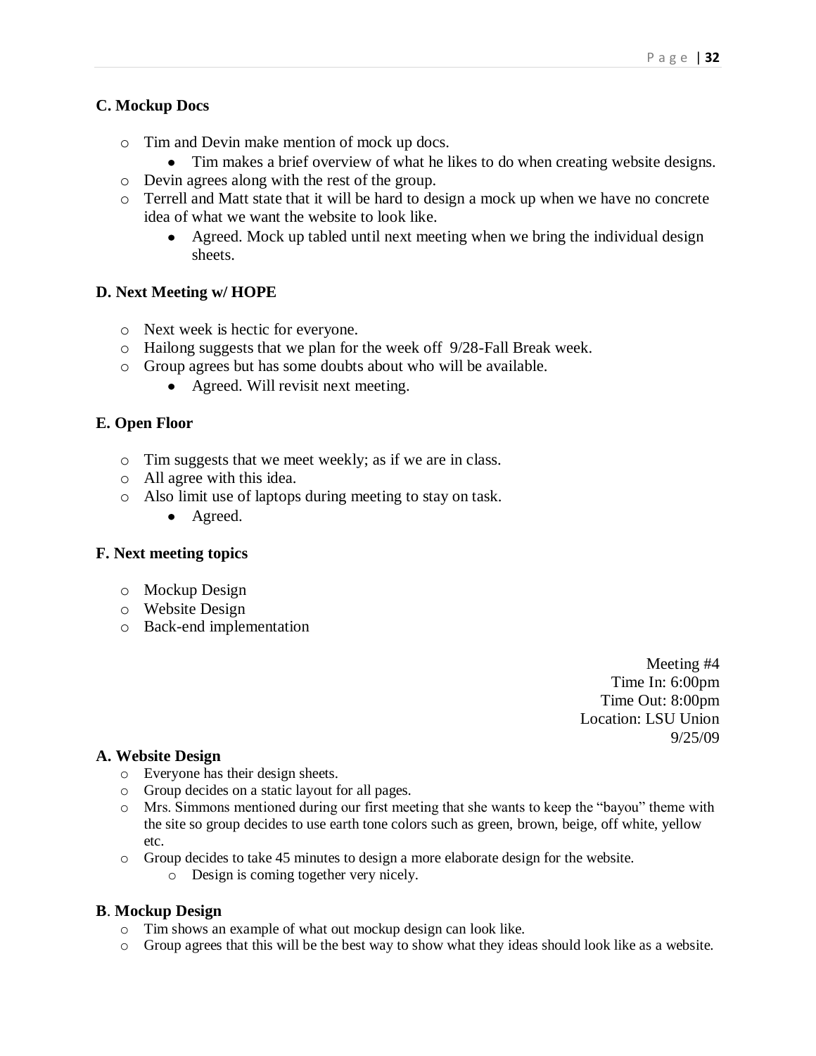**C. Mockup Docs**

- Tim and Devin make mention of mock up docs.
  - Tim makes a brief overview of what he likes to do when creating website designs.
- Devin agrees along with the rest of the group.
- Terrell and Matt state that it will be hard to design a mock up when we have no concrete idea of what we want the website to look like.
  - Agreed. Mock up tabled until next meeting when we bring the individual design sheets.

**D. Next Meeting w/ HOPE**

- Next week is hectic for everyone.
- Hailong suggests that we plan for the week off 9/28-Fall Break week.
- Group agrees but has some doubts about who will be available.
  - Agreed. Will revisit next meeting.

**E. Open Floor**

- Tim suggests that we meet weekly; as if we are in class.
- All agree with this idea.
- Also limit use of laptops during meeting to stay on task.
  - Agreed.

**F. Next meeting topics**

- Mockup Design
- Website Design
- Back-end implementation

Meeting #4
Time In: 6:00pm
Time Out: 8:00pm
Location: LSU Union
9/25/09

**A. Website Design**

- Everyone has their design sheets.
- Group decides on a static layout for all pages.
- Mrs. Simmons mentioned during our first meeting that she wants to keep the "bayou" theme with the site so group decides to use earth tone colors such as green, brown, beige, off white, yellow etc.
- Group decides to take 45 minutes to design a more elaborate design for the website.
  - Design is coming together very nicely.

**B**. **Mockup Design**

- Tim shows an example of what out mockup design can look like.
- Group agrees that this will be the best way to show what they ideas should look like as a website.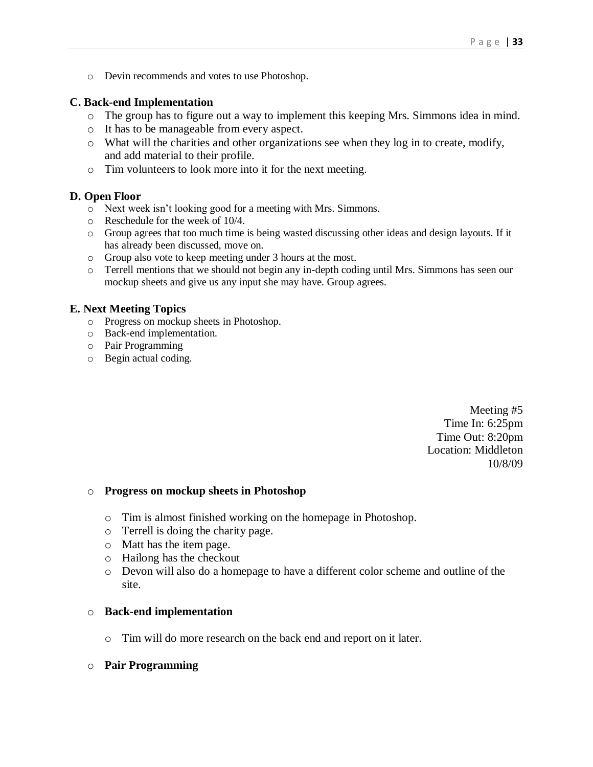- Devin recommends and votes to use Photoshop.

**C. Back-end Implementation**

- The group has to figure out a way to implement this keeping Mrs. Simmons idea in mind.
- It has to be manageable from every aspect.
- What will the charities and other organizations see when they log in to create, modify, and add material to their profile.
- Tim volunteers to look more into it for the next meeting.

**D. Open Floor**

- Next week isn't looking good for a meeting with Mrs. Simmons.
- Reschedule for the week of 10/4.
- Group agrees that too much time is being wasted discussing other ideas and design layouts. If it has already been discussed, move on.
- Group also vote to keep meeting under 3 hours at the most.
- Terrell mentions that we should not begin any in-depth coding until Mrs. Simmons has seen our mockup sheets and give us any input she may have. Group agrees.

**E. Next Meeting Topics**

- Progress on mockup sheets in Photoshop.
- Back-end implementation.
- Pair Programming
- Begin actual coding.

Meeting #5
Time In: 6:25pm
Time Out: 8:20pm
Location: Middleton
10/8/09

- **Progress on mockup sheets in Photoshop**
    - Tim is almost finished working on the homepage in Photoshop.
    - Terrell is doing the charity page.
    - Matt has the item page.
    - Hailong has the checkout
    - Devon will also do a homepage to have a different color scheme and outline of the site.
- **Back-end implementation**
    - Tim will do more research on the back end and report on it later.
- **Pair Programming**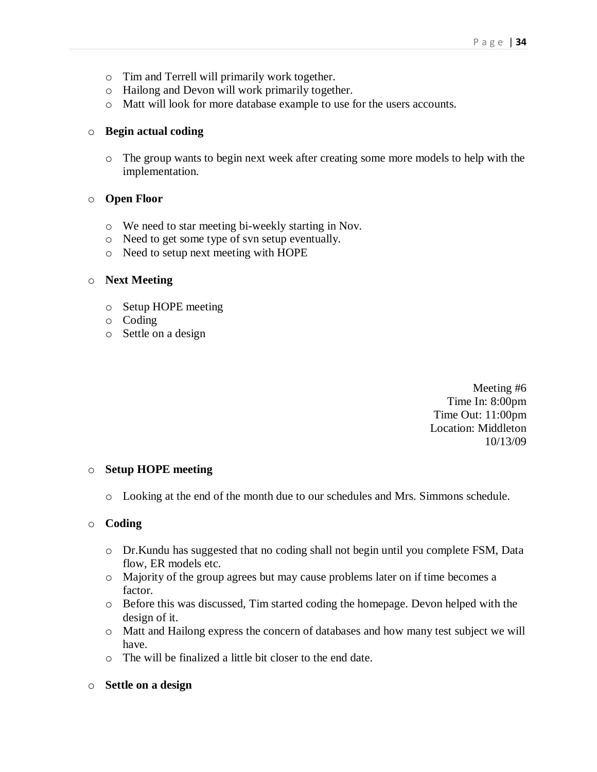- Tim and Terrell will primarily work together.
- Hailong and Devon will work primarily together.
- Matt will look for more database example to use for the users accounts.

- **Begin actual coding**

  - The group wants to begin next week after creating some more models to help with the implementation.

- **Open Floor**

  - We need to star meeting bi-weekly starting in Nov.
  - Need to get some type of svn setup eventually.
  - Need to setup next meeting with HOPE

- **Next Meeting**

  - Setup HOPE meeting
  - Coding
  - Settle on a design

Meeting #6
Time In: 8:00pm
Time Out: 11:00pm
Location: Middleton
10/13/09

- **Setup HOPE meeting**

  - Looking at the end of the month due to our schedules and Mrs. Simmons schedule.

- **Coding**

  - Dr.Kundu has suggested that no coding shall not begin until you complete FSM, Data flow, ER models etc.
  - Majority of the group agrees but may cause problems later on if time becomes a factor.
  - Before this was discussed, Tim started coding the homepage. Devon helped with the design of it.
  - Matt and Hailong express the concern of databases and how many test subject we will have.
  - The will be finalized a little bit closer to the end date.

- **Settle on a design**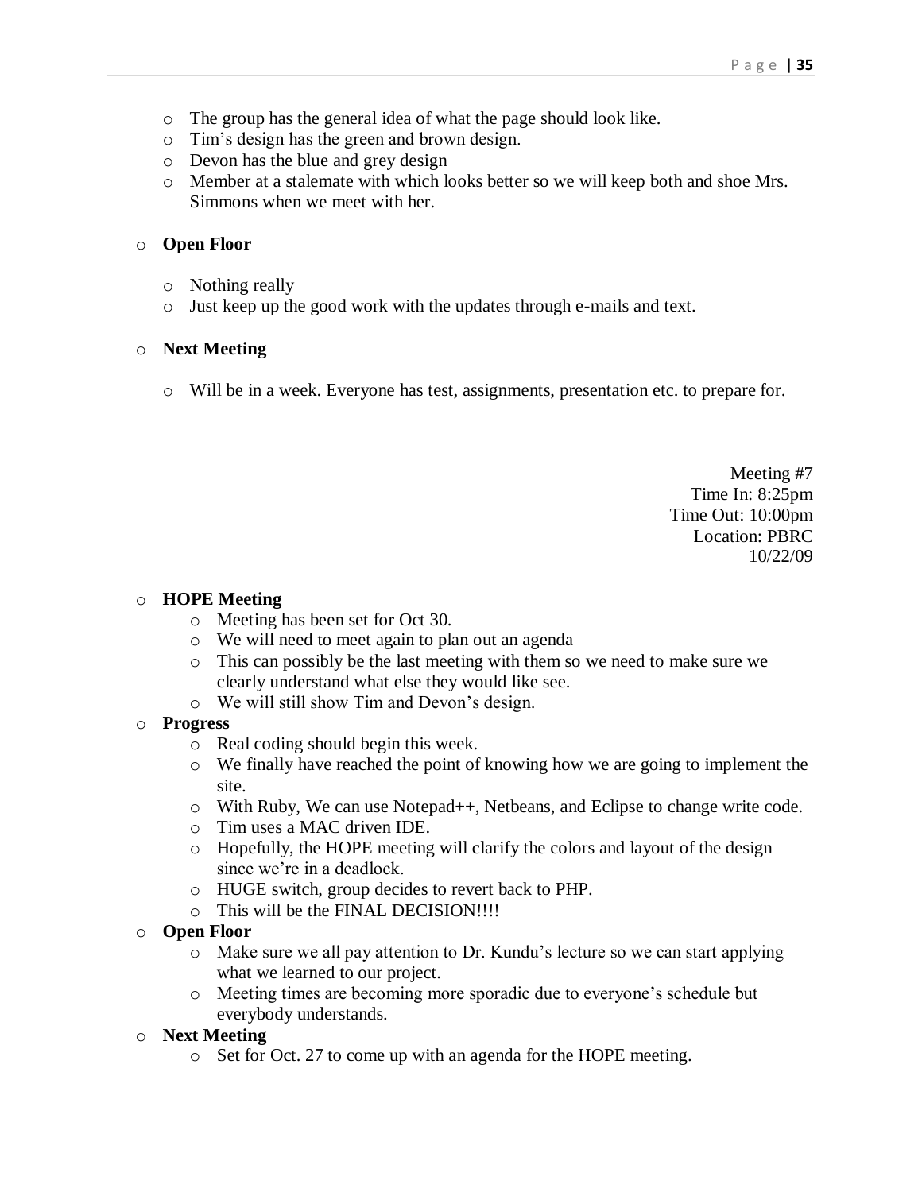- The group has the general idea of what the page should look like.
- Tim's design has the green and brown design.
- Devon has the blue and grey design
- Member at a stalemate with which looks better so we will keep both and shoe Mrs. Simmons when we meet with her.

- **Open Floor**
  - Nothing really
  - Just keep up the good work with the updates through e-mails and text.

- **Next Meeting**
  - Will be in a week. Everyone has test, assignments, presentation etc. to prepare for.

Meeting #7
Time In: 8:25pm
Time Out: 10:00pm
Location: PBRC
10/22/09

- **HOPE Meeting**
  - Meeting has been set for Oct 30.
  - We will need to meet again to plan out an agenda
  - This can possibly be the last meeting with them so we need to make sure we clearly understand what else they would like see.
  - We will still show Tim and Devon's design.
- **Progress**
  - Real coding should begin this week.
  - We finally have reached the point of knowing how we are going to implement the site.
  - With Ruby, We can use Notepad++, Netbeans, and Eclipse to change write code.
  - Tim uses a MAC driven IDE.
  - Hopefully, the HOPE meeting will clarify the colors and layout of the design since we're in a deadlock.
  - HUGE switch, group decides to revert back to PHP.
  - This will be the FINAL DECISION!!!!
- **Open Floor**
  - Make sure we all pay attention to Dr. Kundu's lecture so we can start applying what we learned to our project.
  - Meeting times are becoming more sporadic due to everyone's schedule but everybody understands.
- **Next Meeting**
  - Set for Oct. 27 to come up with an agenda for the HOPE meeting.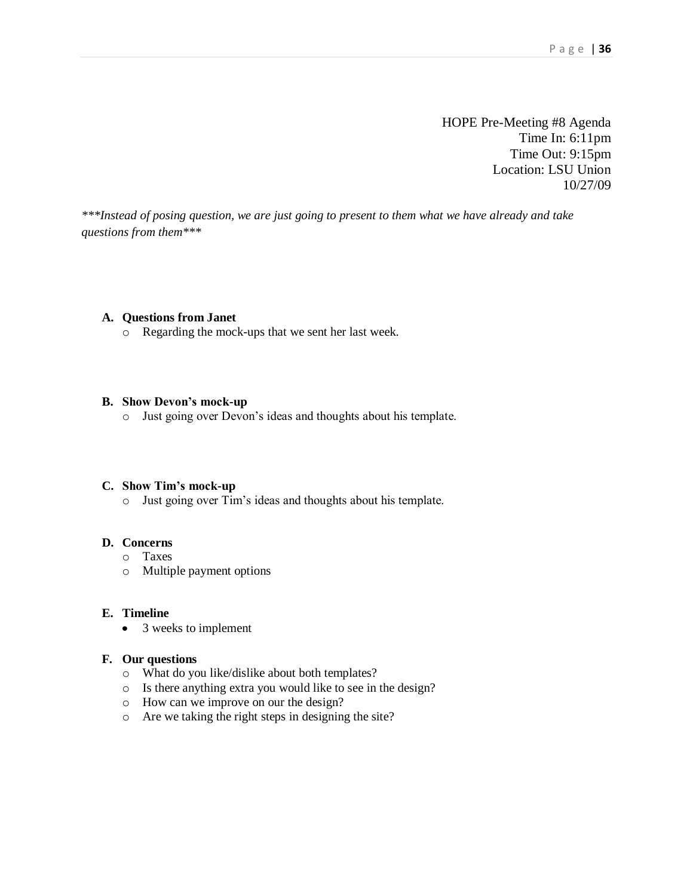HOPE Pre-Meeting #8 Agenda
Time In: 6:11pm
Time Out: 9:15pm
Location: LSU Union
10/27/09

****Instead of posing question, we are just going to present to them what we have already and take questions from them****

**A. Questions from Janet**

- Regarding the mock-ups that we sent her last week.

**B. Show Devon's mock-up**

- Just going over Devon's ideas and thoughts about his template.

**C. Show Tim's mock-up**

- Just going over Tim's ideas and thoughts about his template.

**D. Concerns**

- Taxes
- Multiple payment options

**E. Timeline**

- 3 weeks to implement

**F. Our questions**

- What do you like/dislike about both templates?
- Is there anything extra you would like to see in the design?
- How can we improve on our the design?
- Are we taking the right steps in designing the site?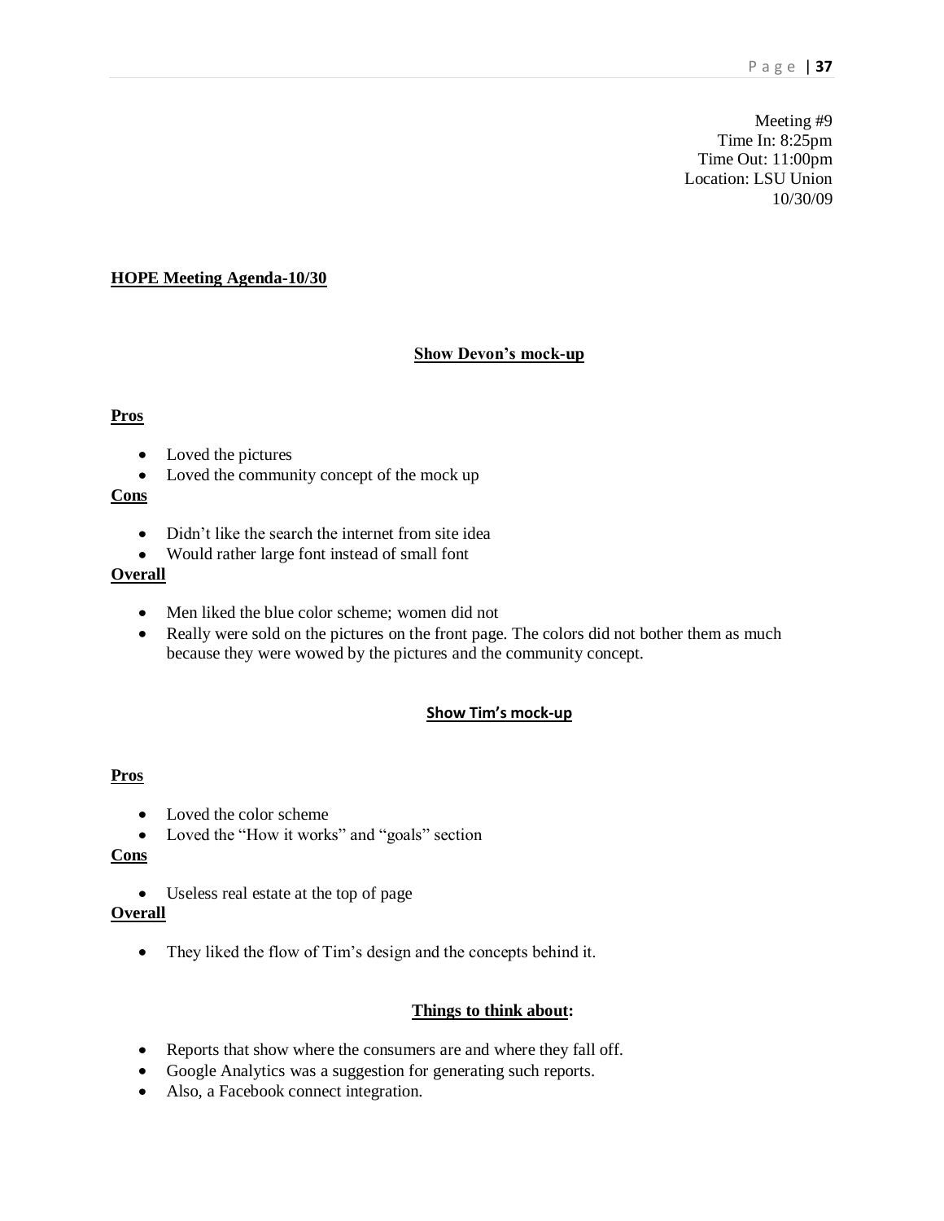Meeting #9
Time In: 8:25pm
Time Out: 11:00pm
Location: LSU Union
10/30/09

**HOPE Meeting Agenda-10/30**

**Show Devon's mock-up**

**Pros**

- Loved the pictures
- Loved the community concept of the mock up

**Cons**

- Didn't like the search the internet from site idea
- Would rather large font instead of small font

**Overall**

- Men liked the blue color scheme; women did not
- Really were sold on the pictures on the front page. The colors did not bother them as much because they were wowed by the pictures and the community concept.

**Show Tim's mock-up**

**Pros**

- Loved the color scheme
- Loved the "How it works" and "goals" section

**Cons**

- Useless real estate at the top of page

**Overall**

- They liked the flow of Tim's design and the concepts behind it.

**Things to think about:**

- Reports that show where the consumers are and where they fall off.
- Google Analytics was a suggestion for generating such reports.
- Also, a Facebook connect integration.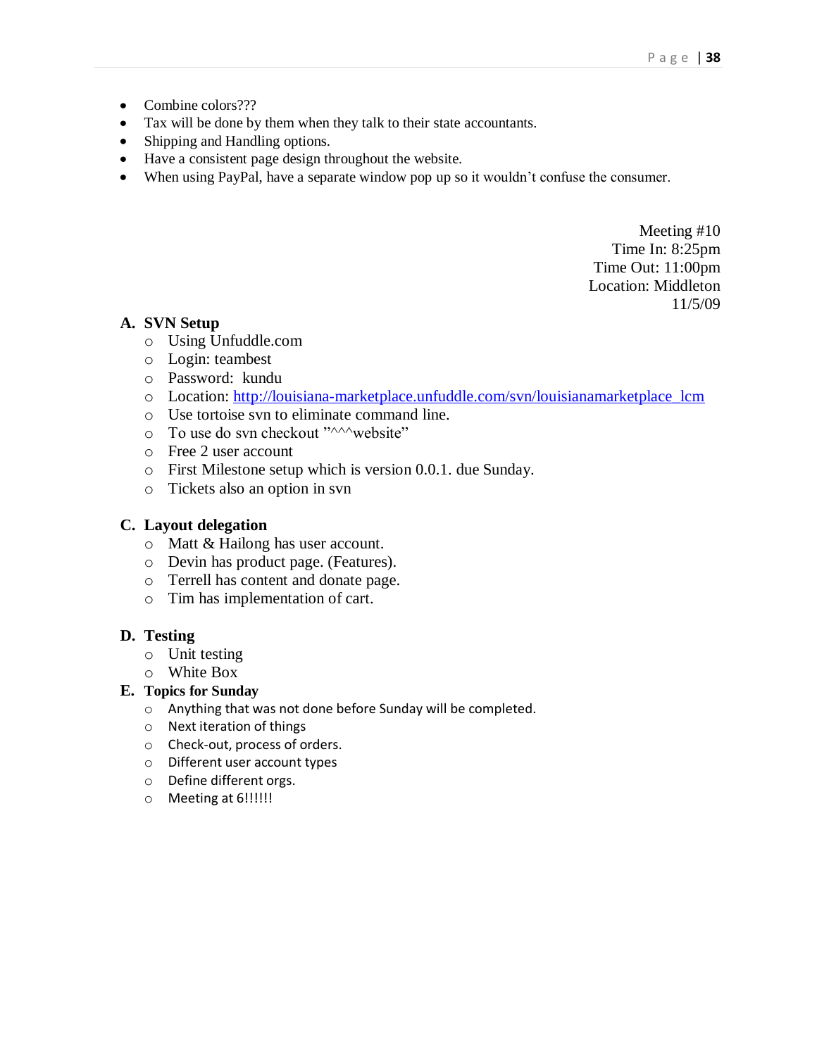- Combine colors???
- Tax will be done by them when they talk to their state accountants.
- Shipping and Handling options.
- Have a consistent page design throughout the website.
- When using PayPal, have a separate window pop up so it wouldn't confuse the consumer.

Meeting #10
Time In: 8:25pm
Time Out: 11:00pm
Location: Middleton
11/5/09

**A. SVN Setup**

- Using Unfuddle.com
- Login: teambest
- Password: kundu
- Location: http://louisiana-marketplace.unfuddle.com/svn/louisianamarketplace_lcm
- Use tortoise svn to eliminate command line.
- To use do svn checkout "^^^website"
- Free 2 user account
- First Milestone setup which is version 0.0.1. due Sunday.
- Tickets also an option in svn

**C. Layout delegation**

- Matt & Hailong has user account.
- Devin has product page. (Features).
- Terrell has content and donate page.
- Tim has implementation of cart.

**D. Testing**

- Unit testing
- White Box

**E. Topics for Sunday**

- Anything that was not done before Sunday will be completed.
- Next iteration of things
- Check-out, process of orders.
- Different user account types
- Define different orgs.
- Meeting at 6!!!!!!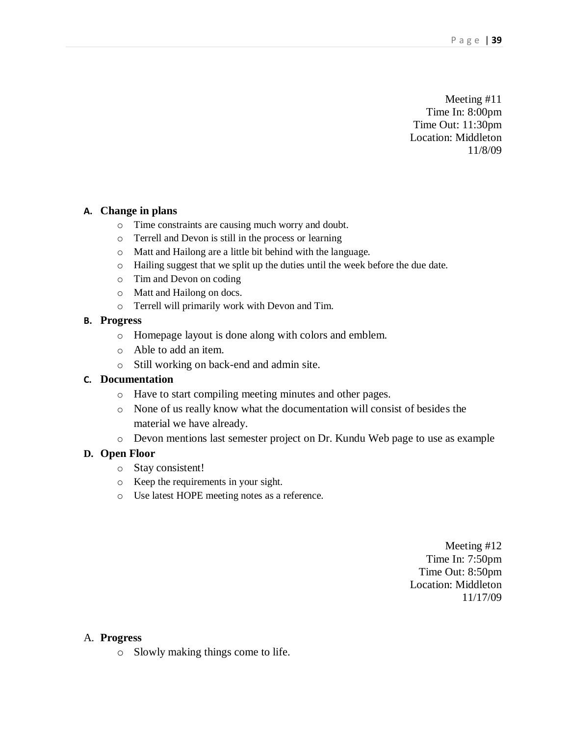Meeting #11
Time In: 8:00pm
Time Out: 11:30pm
Location: Middleton
11/8/09

**A. Change in plans**

- Time constraints are causing much worry and doubt.
- Terrell and Devon is still in the process or learning
- Matt and Hailong are a little bit behind with the language.
- Hailing suggest that we split up the duties until the week before the due date.
- Tim and Devon on coding
- Matt and Hailong on docs.
- Terrell will primarily work with Devon and Tim.

**B. Progress**

- Homepage layout is done along with colors and emblem.
- Able to add an item.
- Still working on back-end and admin site.

**C. Documentation**

- Have to start compiling meeting minutes and other pages.
- None of us really know what the documentation will consist of besides the material we have already.
- Devon mentions last semester project on Dr. Kundu Web page to use as example

**D. Open Floor**

- Stay consistent!
- Keep the requirements in your sight.
- Use latest HOPE meeting notes as a reference.

Meeting #12
Time In: 7:50pm
Time Out: 8:50pm
Location: Middleton
11/17/09

A. **Progress**

- Slowly making things come to life.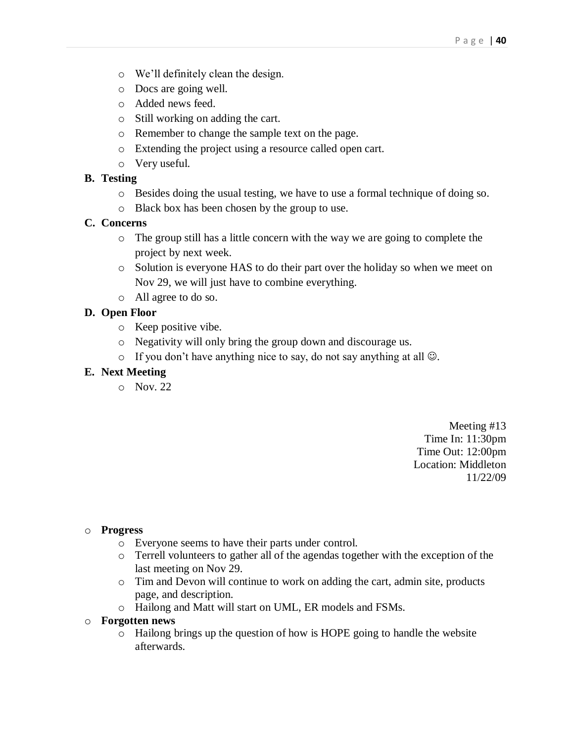- We'll definitely clean the design.
- Docs are going well.
- Added news feed.
- Still working on adding the cart.
- Remember to change the sample text on the page.
- Extending the project using a resource called open cart.
- Very useful.

**B. Testing**

- Besides doing the usual testing, we have to use a formal technique of doing so.
- Black box has been chosen by the group to use.

**C. Concerns**

- The group still has a little concern with the way we are going to complete the project by next week.
- Solution is everyone HAS to do their part over the holiday so when we meet on Nov 29, we will just have to combine everything.
- All agree to do so.

**D. Open Floor**

- Keep positive vibe.
- Negativity will only bring the group down and discourage us.
- If you don't have anything nice to say, do not say anything at all ☺.

**E. Next Meeting**

- Nov. 22

Meeting #13
Time In: 11:30pm
Time Out: 12:00pm
Location: Middleton
11/22/09

- **Progress**
  - Everyone seems to have their parts under control.
  - Terrell volunteers to gather all of the agendas together with the exception of the last meeting on Nov 29.
  - Tim and Devon will continue to work on adding the cart, admin site, products page, and description.
  - Hailong and Matt will start on UML, ER models and FSMs.
- **Forgotten news**
  - Hailong brings up the question of how is HOPE going to handle the website afterwards.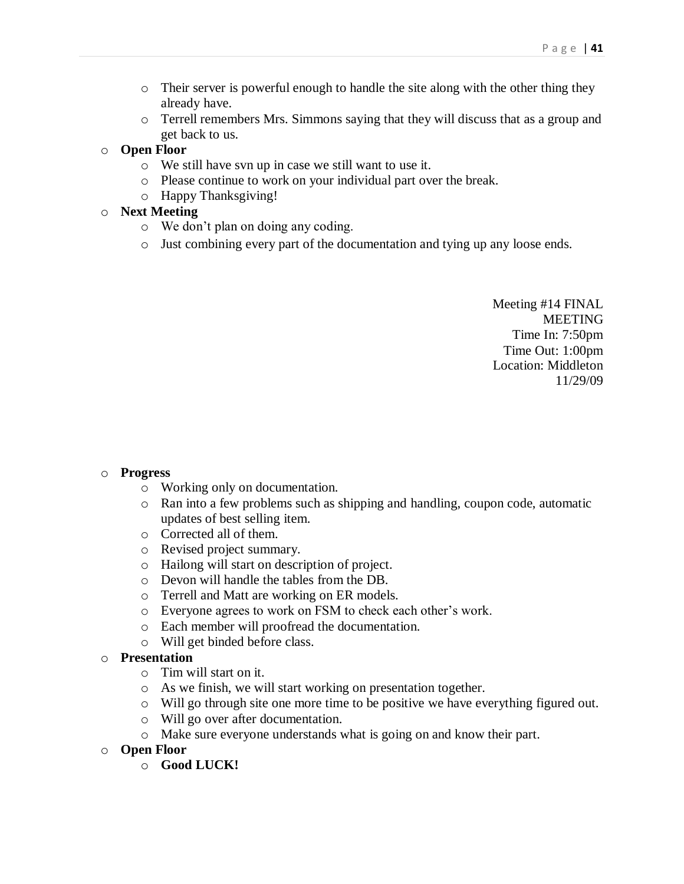- Their server is powerful enough to handle the site along with the other thing they already have.
- Terrell remembers Mrs. Simmons saying that they will discuss that as a group and get back to us.

- **Open Floor**
  - We still have svn up in case we still want to use it.
  - Please continue to work on your individual part over the break.
  - Happy Thanksgiving!
- **Next Meeting**
  - We don't plan on doing any coding.
  - Just combining every part of the documentation and tying up any loose ends.

Meeting #14 FINAL MEETING
Time In: 7:50pm
Time Out: 1:00pm
Location: Middleton
11/29/09

- **Progress**
  - Working only on documentation.
  - Ran into a few problems such as shipping and handling, coupon code, automatic updates of best selling item.
  - Corrected all of them.
  - Revised project summary.
  - Hailong will start on description of project.
  - Devon will handle the tables from the DB.
  - Terrell and Matt are working on ER models.
  - Everyone agrees to work on FSM to check each other's work.
  - Each member will proofread the documentation.
  - Will get binded before class.
- **Presentation**
  - Tim will start on it.
  - As we finish, we will start working on presentation together.
  - Will go through site one more time to be positive we have everything figured out.
  - Will go over after documentation.
  - Make sure everyone understands what is going on and know their part.
- **Open Floor**
  - **Good LUCK!**